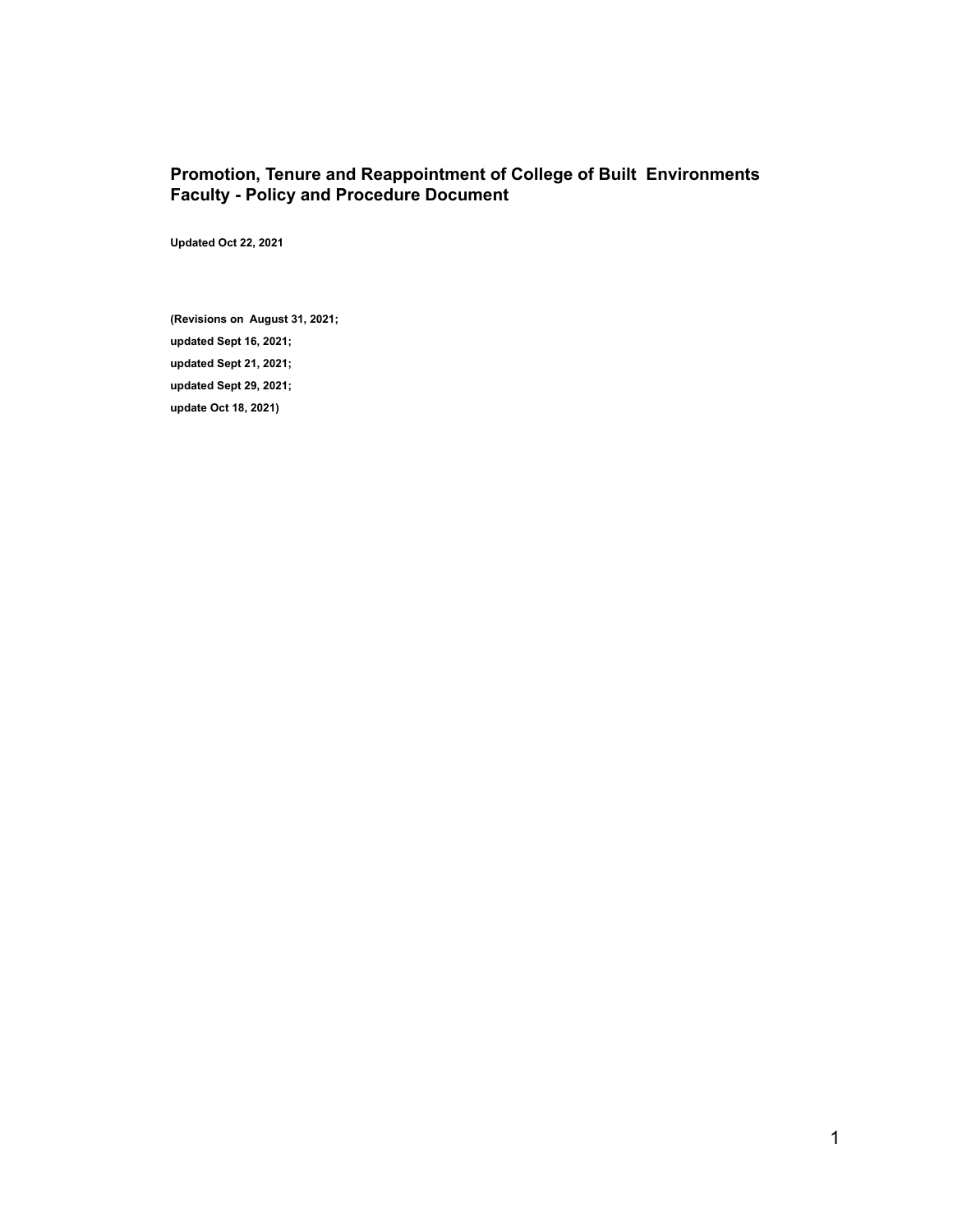# Promotion, Tenure and Reappointment of College of Built Environments Faculty - Policy and Procedure Document

**Updated Oct 22, 2021**

**(Revisions on August 31, 2021;**

**updated Sept 16, 2021;**

**updated Sept 21, 2021;**

**updated Sept 29, 2021;**

**update Oct 18, 2021)**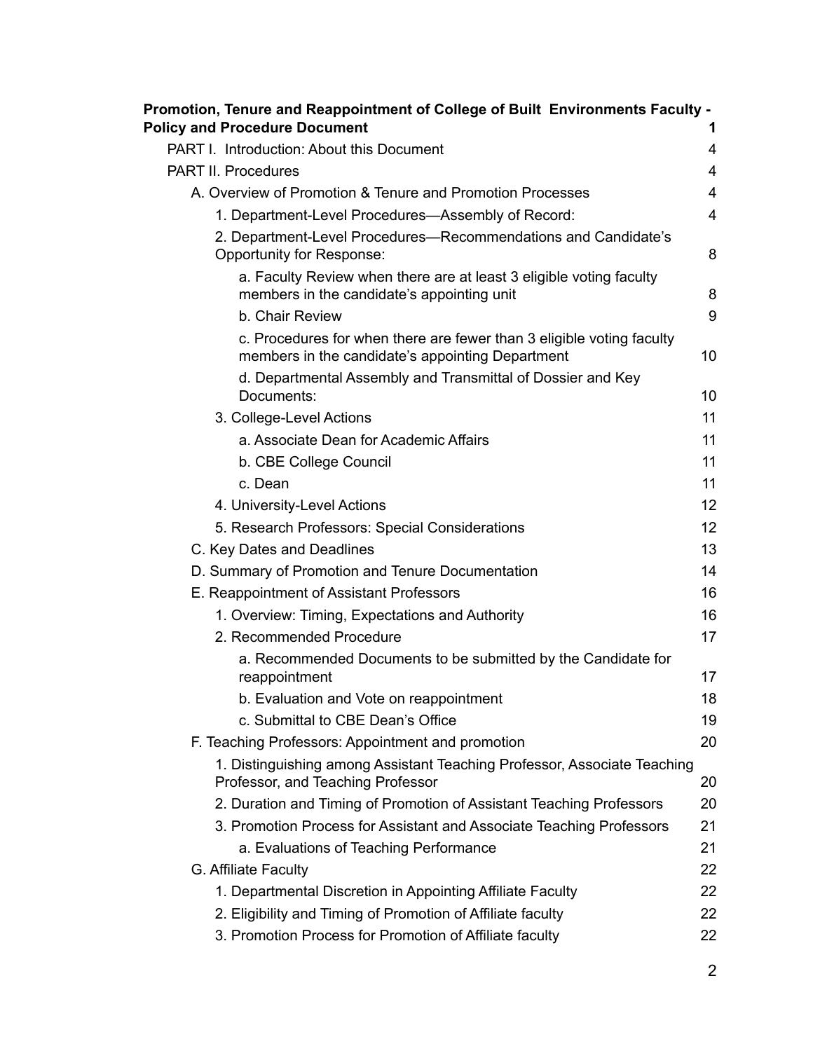**Promotion, Tenure and Reappointment of College of Built Environments Faculty - Policy and Procedure Document** 1

- PART I. Introduction: About this Document 4
- PART II. Procedures 4
  - A. Overview of Promotion & Tenure and Promotion Processes 4
    - 1. Department-Level Procedures—Assembly of Record: 4
    - 2. Department-Level Procedures—Recommendations and Candidate's Opportunity for Response: 8
      - a. Faculty Review when there are at least 3 eligible voting faculty members in the candidate's appointing unit 8
      - b. Chair Review 9
      - c. Procedures for when there are fewer than 3 eligible voting faculty members in the candidate's appointing Department 10
      - d. Departmental Assembly and Transmittal of Dossier and Key Documents: 10
    - 3. College-Level Actions 11
      - a. Associate Dean for Academic Affairs 11
      - b. CBE College Council 11
      - c. Dean 11
    - 4. University-Level Actions 12
    - 5. Research Professors: Special Considerations 12
  - C. Key Dates and Deadlines 13
  - D. Summary of Promotion and Tenure Documentation 14
  - E. Reappointment of Assistant Professors 16
    - 1. Overview: Timing, Expectations and Authority 16
    - 2. Recommended Procedure 17
      - a. Recommended Documents to be submitted by the Candidate for reappointment 17
      - b. Evaluation and Vote on reappointment 18
      - c. Submittal to CBE Dean's Office 19
  - F. Teaching Professors: Appointment and promotion 20
    - 1. Distinguishing among Assistant Teaching Professor, Associate Teaching Professor, and Teaching Professor 20
    - 2. Duration and Timing of Promotion of Assistant Teaching Professors 20
    - 3. Promotion Process for Assistant and Associate Teaching Professors 21
      - a. Evaluations of Teaching Performance 21
  - G. Affiliate Faculty 22
    - 1. Departmental Discretion in Appointing Affiliate Faculty 22
    - 2. Eligibility and Timing of Promotion of Affiliate faculty 22
    - 3. Promotion Process for Promotion of Affiliate faculty 22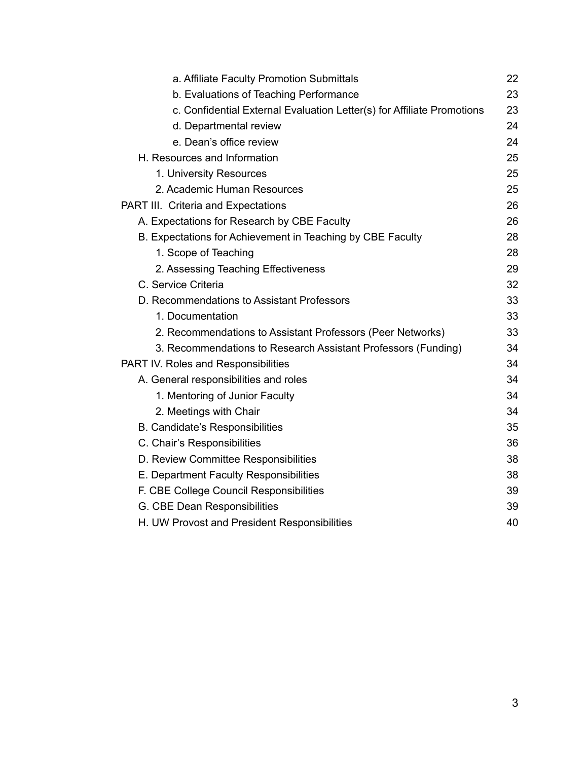- a. Affiliate Faculty Promotion Submittals 22
- b. Evaluations of Teaching Performance 23
- c. Confidential External Evaluation Letter(s) for Affiliate Promotions 23
- d. Departmental review 24
- e. Dean's office review 24

H. Resources and Information 25

1. University Resources 25
2. Academic Human Resources 25

PART III. Criteria and Expectations 26

A. Expectations for Research by CBE Faculty 26

B. Expectations for Achievement in Teaching by CBE Faculty 28

1. Scope of Teaching 28
2. Assessing Teaching Effectiveness 29

C. Service Criteria 32

D. Recommendations to Assistant Professors 33

1. Documentation 33
2. Recommendations to Assistant Professors (Peer Networks) 33
3. Recommendations to Research Assistant Professors (Funding) 34

PART IV. Roles and Responsibilities 34

A. General responsibilities and roles 34

1. Mentoring of Junior Faculty 34
2. Meetings with Chair 34

B. Candidate's Responsibilities 35

C. Chair's Responsibilities 36

D. Review Committee Responsibilities 38

E. Department Faculty Responsibilities 38

F. CBE College Council Responsibilities 39

G. CBE Dean Responsibilities 39

H. UW Provost and President Responsibilities 40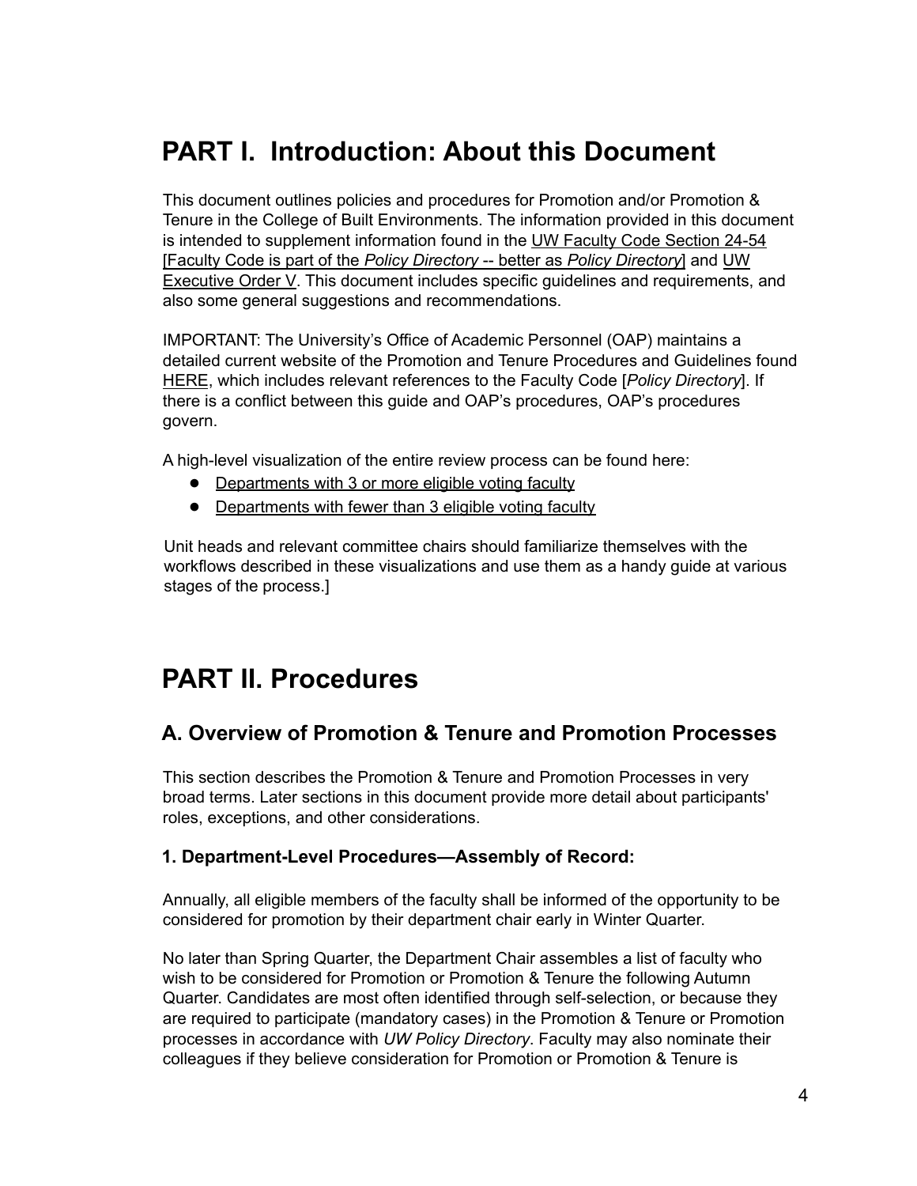# PART I. Introduction: About this Document

This document outlines policies and procedures for Promotion and/or Promotion & Tenure in the College of Built Environments. The information provided in this document is intended to supplement information found in the UW Faculty Code Section 24-54 [Faculty Code is part of the *Policy Directory* -- better as *Policy Directory*] and UW Executive Order V. This document includes specific guidelines and requirements, and also some general suggestions and recommendations.

IMPORTANT: The University's Office of Academic Personnel (OAP) maintains a detailed current website of the Promotion and Tenure Procedures and Guidelines found HERE, which includes relevant references to the Faculty Code [*Policy Directory*]. If there is a conflict between this guide and OAP's procedures, OAP's procedures govern.

A high-level visualization of the entire review process can be found here:

- Departments with 3 or more eligible voting faculty
- Departments with fewer than 3 eligible voting faculty

Unit heads and relevant committee chairs should familiarize themselves with the workflows described in these visualizations and use them as a handy guide at various stages of the process.]

# PART II. Procedures

## A. Overview of Promotion & Tenure and Promotion Processes

This section describes the Promotion & Tenure and Promotion Processes in very broad terms. Later sections in this document provide more detail about participants' roles, exceptions, and other considerations.

### 1. Department-Level Procedures—Assembly of Record:

Annually, all eligible members of the faculty shall be informed of the opportunity to be considered for promotion by their department chair early in Winter Quarter.

No later than Spring Quarter, the Department Chair assembles a list of faculty who wish to be considered for Promotion or Promotion & Tenure the following Autumn Quarter. Candidates are most often identified through self-selection, or because they are required to participate (mandatory cases) in the Promotion & Tenure or Promotion processes in accordance with *UW Policy Directory*. Faculty may also nominate their colleagues if they believe consideration for Promotion or Promotion & Tenure is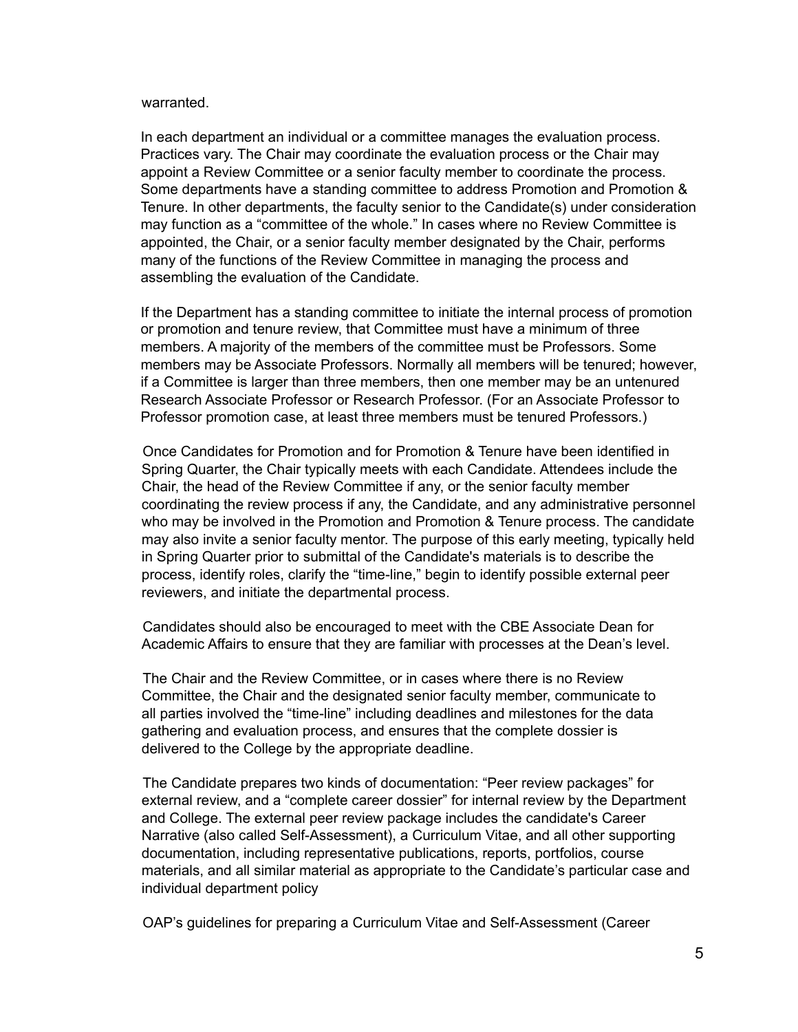warranted.

In each department an individual or a committee manages the evaluation process. Practices vary. The Chair may coordinate the evaluation process or the Chair may appoint a Review Committee or a senior faculty member to coordinate the process. Some departments have a standing committee to address Promotion and Promotion & Tenure. In other departments, the faculty senior to the Candidate(s) under consideration may function as a "committee of the whole." In cases where no Review Committee is appointed, the Chair, or a senior faculty member designated by the Chair, performs many of the functions of the Review Committee in managing the process and assembling the evaluation of the Candidate.

If the Department has a standing committee to initiate the internal process of promotion or promotion and tenure review, that Committee must have a minimum of three members. A majority of the members of the committee must be Professors. Some members may be Associate Professors. Normally all members will be tenured; however, if a Committee is larger than three members, then one member may be an untenured Research Associate Professor or Research Professor. (For an Associate Professor to Professor promotion case, at least three members must be tenured Professors.)

Once Candidates for Promotion and for Promotion & Tenure have been identified in Spring Quarter, the Chair typically meets with each Candidate. Attendees include the Chair, the head of the Review Committee if any, or the senior faculty member coordinating the review process if any, the Candidate, and any administrative personnel who may be involved in the Promotion and Promotion & Tenure process. The candidate may also invite a senior faculty mentor. The purpose of this early meeting, typically held in Spring Quarter prior to submittal of the Candidate's materials is to describe the process, identify roles, clarify the "time-line," begin to identify possible external peer reviewers, and initiate the departmental process.

Candidates should also be encouraged to meet with the CBE Associate Dean for Academic Affairs to ensure that they are familiar with processes at the Dean's level.

The Chair and the Review Committee, or in cases where there is no Review Committee, the Chair and the designated senior faculty member, communicate to all parties involved the "time-line" including deadlines and milestones for the data gathering and evaluation process, and ensures that the complete dossier is delivered to the College by the appropriate deadline.

The Candidate prepares two kinds of documentation: "Peer review packages" for external review, and a "complete career dossier" for internal review by the Department and College. The external peer review package includes the candidate's Career Narrative (also called Self-Assessment), a Curriculum Vitae, and all other supporting documentation, including representative publications, reports, portfolios, course materials, and all similar material as appropriate to the Candidate's particular case and individual department policy

OAP's guidelines for preparing a Curriculum Vitae and Self-Assessment (Career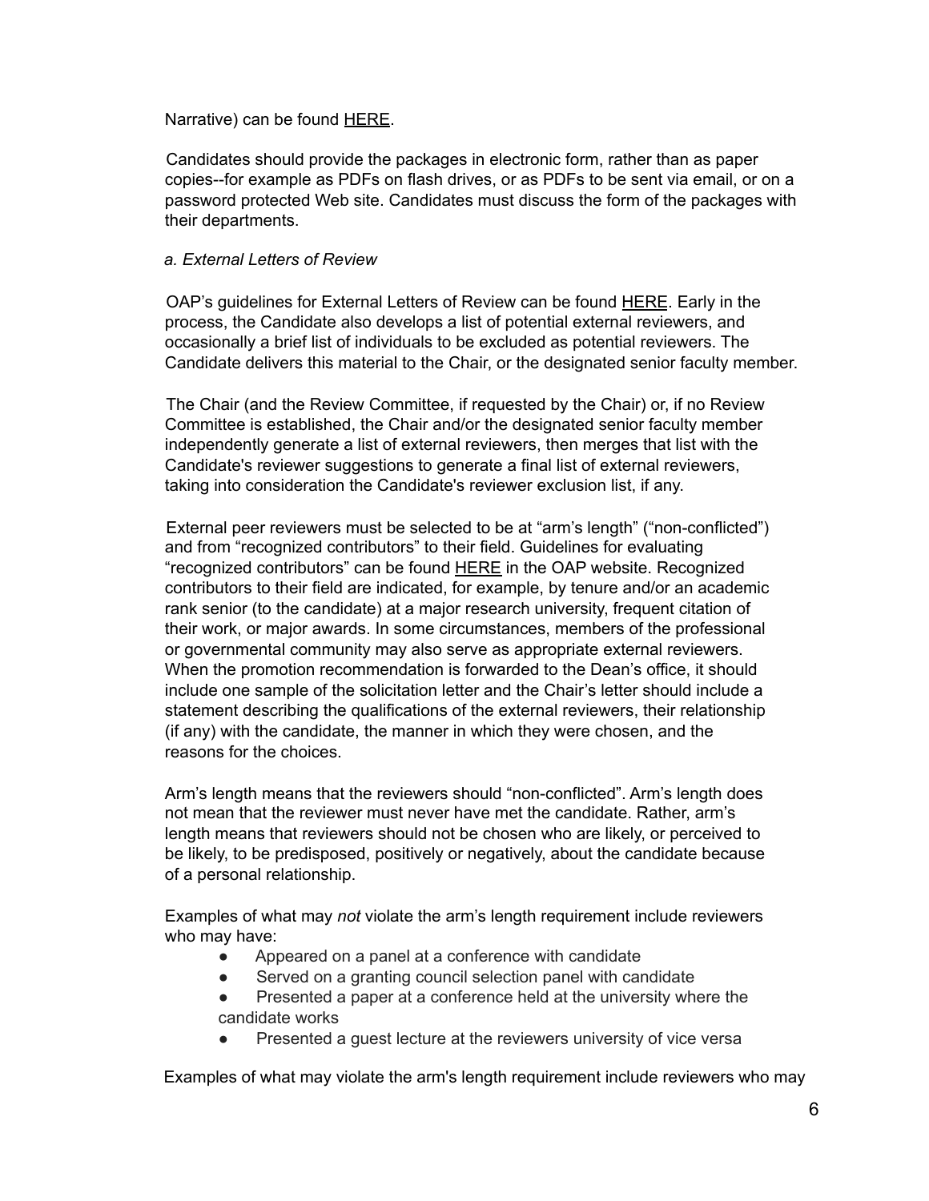Narrative) can be found HERE.

Candidates should provide the packages in electronic form, rather than as paper copies--for example as PDFs on flash drives, or as PDFs to be sent via email, or on a password protected Web site. Candidates must discuss the form of the packages with their departments.

*a. External Letters of Review*

OAP's guidelines for External Letters of Review can be found HERE. Early in the process, the Candidate also develops a list of potential external reviewers, and occasionally a brief list of individuals to be excluded as potential reviewers. The Candidate delivers this material to the Chair, or the designated senior faculty member.

The Chair (and the Review Committee, if requested by the Chair) or, if no Review Committee is established, the Chair and/or the designated senior faculty member independently generate a list of external reviewers, then merges that list with the Candidate's reviewer suggestions to generate a final list of external reviewers, taking into consideration the Candidate's reviewer exclusion list, if any.

External peer reviewers must be selected to be at "arm's length" ("non-conflicted") and from "recognized contributors" to their field. Guidelines for evaluating "recognized contributors" can be found HERE in the OAP website. Recognized contributors to their field are indicated, for example, by tenure and/or an academic rank senior (to the candidate) at a major research university, frequent citation of their work, or major awards. In some circumstances, members of the professional or governmental community may also serve as appropriate external reviewers. When the promotion recommendation is forwarded to the Dean's office, it should include one sample of the solicitation letter and the Chair's letter should include a statement describing the qualifications of the external reviewers, their relationship (if any) with the candidate, the manner in which they were chosen, and the reasons for the choices.

Arm's length means that the reviewers should "non-conflicted". Arm's length does not mean that the reviewer must never have met the candidate. Rather, arm's length means that reviewers should not be chosen who are likely, or perceived to be likely, to be predisposed, positively or negatively, about the candidate because of a personal relationship.

Examples of what may *not* violate the arm's length requirement include reviewers who may have:

- Appeared on a panel at a conference with candidate
- Served on a granting council selection panel with candidate
- Presented a paper at a conference held at the university where the candidate works
- Presented a guest lecture at the reviewers university of vice versa

Examples of what may violate the arm's length requirement include reviewers who may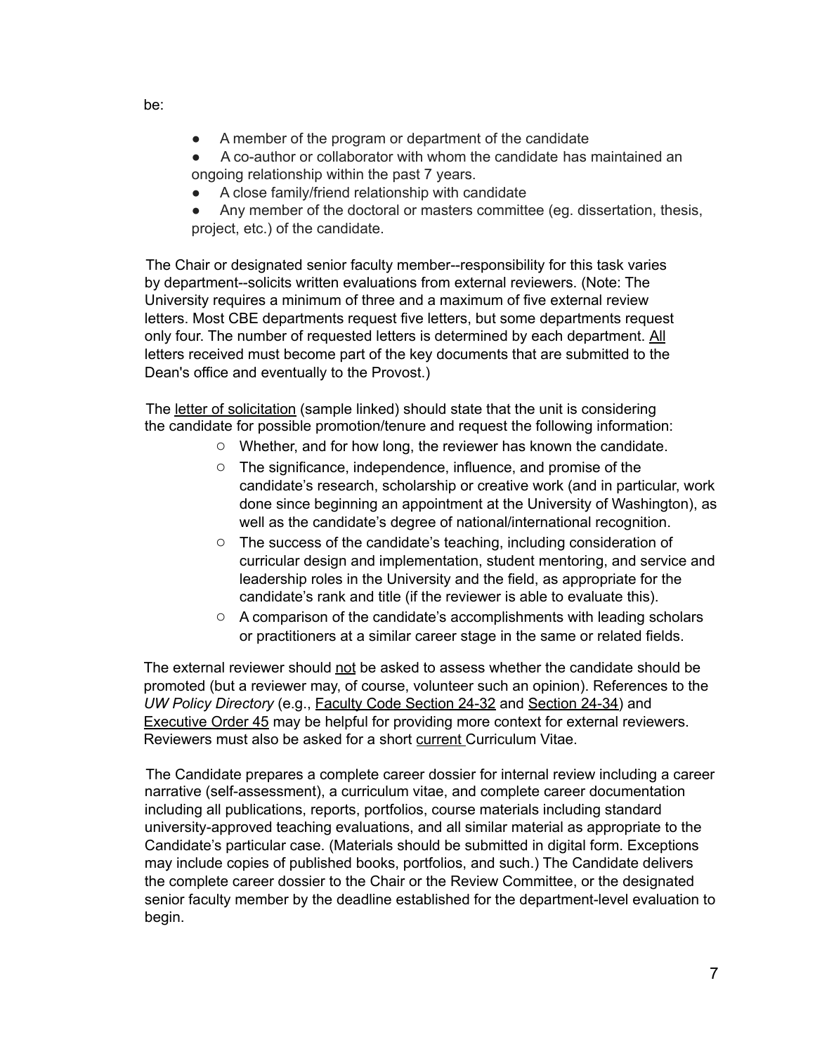be:

- A member of the program or department of the candidate
- A co-author or collaborator with whom the candidate has maintained an ongoing relationship within the past 7 years.
- A close family/friend relationship with candidate
- Any member of the doctoral or masters committee (eg. dissertation, thesis, project, etc.) of the candidate.

The Chair or designated senior faculty member--responsibility for this task varies by department--solicits written evaluations from external reviewers. (Note: The University requires a minimum of three and a maximum of five external review letters. Most CBE departments request five letters, but some departments request only four. The number of requested letters is determined by each department. All letters received must become part of the key documents that are submitted to the Dean's office and eventually to the Provost.)

The letter of solicitation (sample linked) should state that the unit is considering the candidate for possible promotion/tenure and request the following information:

- Whether, and for how long, the reviewer has known the candidate.
- The significance, independence, influence, and promise of the candidate's research, scholarship or creative work (and in particular, work done since beginning an appointment at the University of Washington), as well as the candidate's degree of national/international recognition.
- The success of the candidate's teaching, including consideration of curricular design and implementation, student mentoring, and service and leadership roles in the University and the field, as appropriate for the candidate's rank and title (if the reviewer is able to evaluate this).
- A comparison of the candidate's accomplishments with leading scholars or practitioners at a similar career stage in the same or related fields.

The external reviewer should not be asked to assess whether the candidate should be promoted (but a reviewer may, of course, volunteer such an opinion). References to the *UW Policy Directory* (e.g., Faculty Code Section 24-32 and Section 24-34) and Executive Order 45 may be helpful for providing more context for external reviewers. Reviewers must also be asked for a short current Curriculum Vitae.

The Candidate prepares a complete career dossier for internal review including a career narrative (self-assessment), a curriculum vitae, and complete career documentation including all publications, reports, portfolios, course materials including standard university-approved teaching evaluations, and all similar material as appropriate to the Candidate's particular case. (Materials should be submitted in digital form. Exceptions may include copies of published books, portfolios, and such.) The Candidate delivers the complete career dossier to the Chair or the Review Committee, or the designated senior faculty member by the deadline established for the department-level evaluation to begin.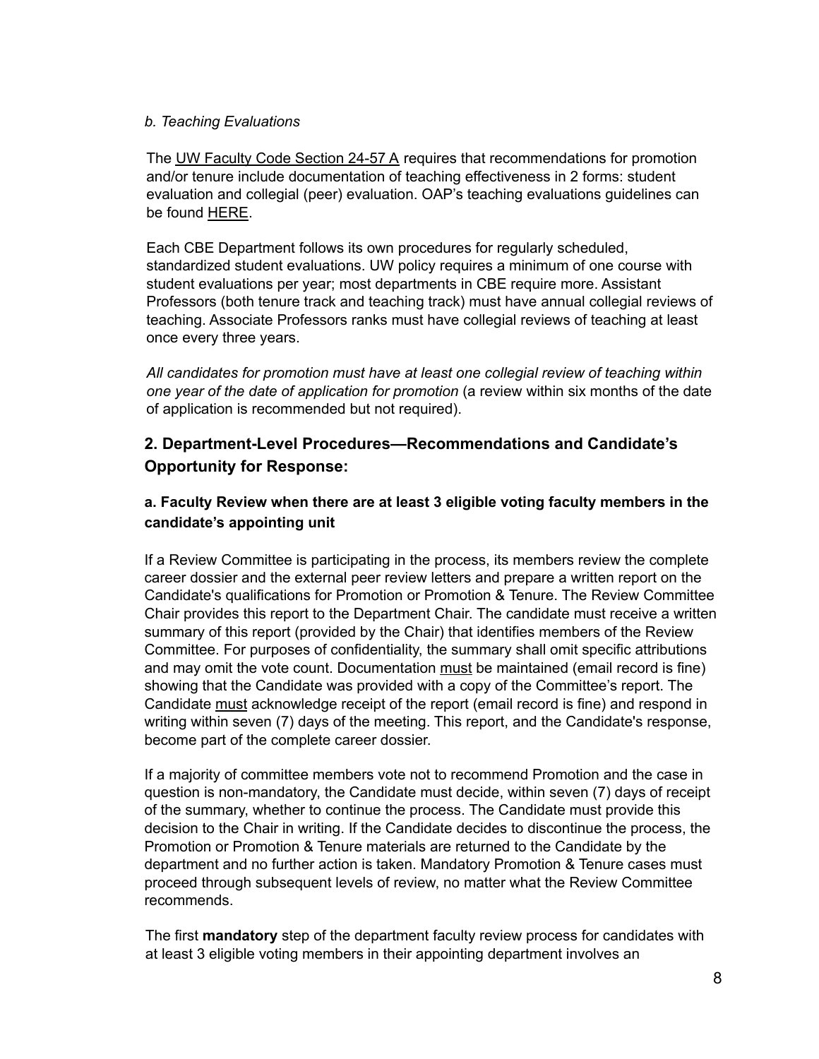*b. Teaching Evaluations*

The UW Faculty Code Section 24-57 A requires that recommendations for promotion and/or tenure include documentation of teaching effectiveness in 2 forms: student evaluation and collegial (peer) evaluation. OAP's teaching evaluations guidelines can be found HERE.

Each CBE Department follows its own procedures for regularly scheduled, standardized student evaluations. UW policy requires a minimum of one course with student evaluations per year; most departments in CBE require more. Assistant Professors (both tenure track and teaching track) must have annual collegial reviews of teaching. Associate Professors ranks must have collegial reviews of teaching at least once every three years.

*All candidates for promotion must have at least one collegial review of teaching within one year of the date of application for promotion* (a review within six months of the date of application is recommended but not required).

## 2. Department-Level Procedures—Recommendations and Candidate's Opportunity for Response:

### a. Faculty Review when there are at least 3 eligible voting faculty members in the candidate's appointing unit

If a Review Committee is participating in the process, its members review the complete career dossier and the external peer review letters and prepare a written report on the Candidate's qualifications for Promotion or Promotion & Tenure. The Review Committee Chair provides this report to the Department Chair. The candidate must receive a written summary of this report (provided by the Chair) that identifies members of the Review Committee. For purposes of confidentiality, the summary shall omit specific attributions and may omit the vote count. Documentation must be maintained (email record is fine) showing that the Candidate was provided with a copy of the Committee's report. The Candidate must acknowledge receipt of the report (email record is fine) and respond in writing within seven (7) days of the meeting. This report, and the Candidate's response, become part of the complete career dossier.

If a majority of committee members vote not to recommend Promotion and the case in question is non-mandatory, the Candidate must decide, within seven (7) days of receipt of the summary, whether to continue the process. The Candidate must provide this decision to the Chair in writing. If the Candidate decides to discontinue the process, the Promotion or Promotion & Tenure materials are returned to the Candidate by the department and no further action is taken. Mandatory Promotion & Tenure cases must proceed through subsequent levels of review, no matter what the Review Committee recommends.

The first **mandatory** step of the department faculty review process for candidates with at least 3 eligible voting members in their appointing department involves an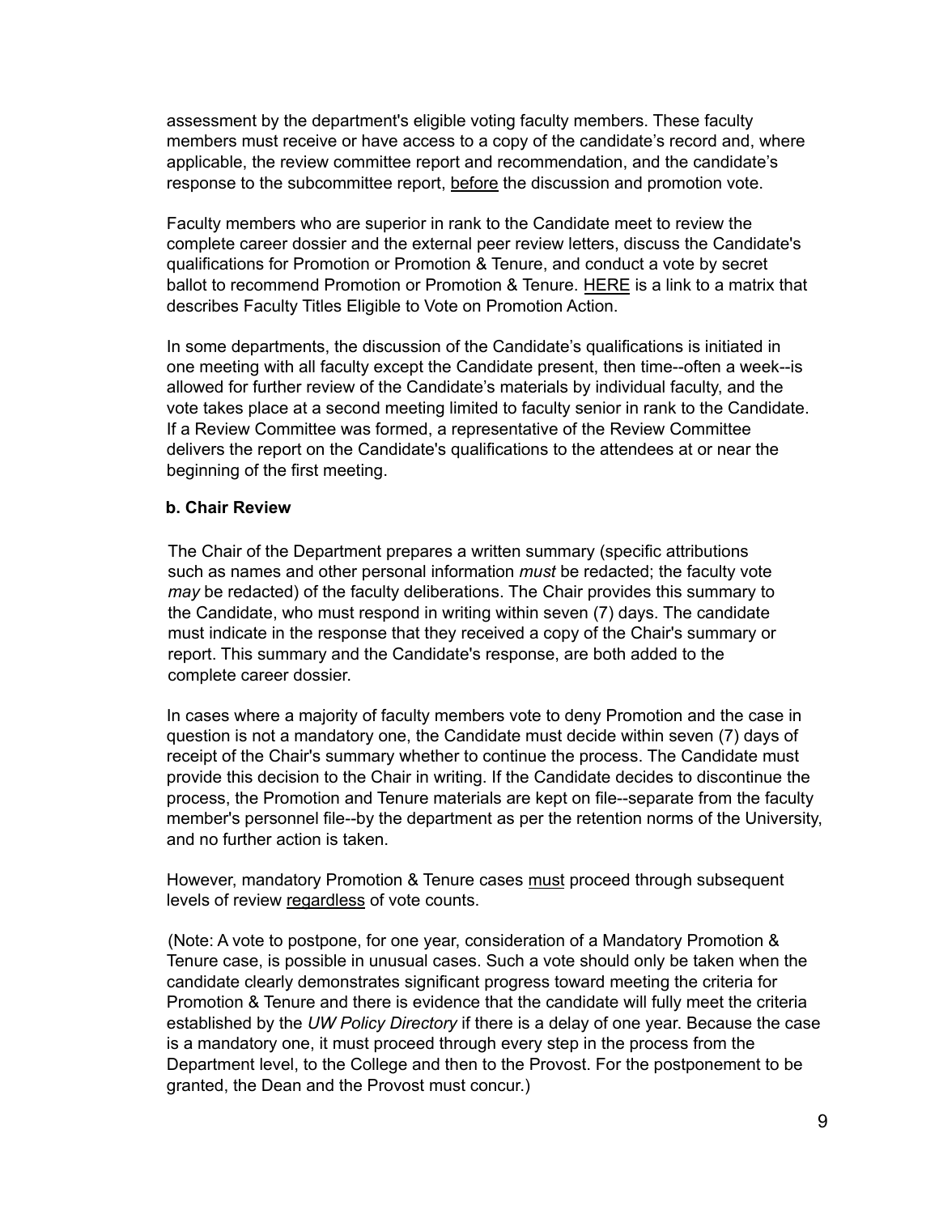assessment by the department's eligible voting faculty members. These faculty members must receive or have access to a copy of the candidate's record and, where applicable, the review committee report and recommendation, and the candidate's response to the subcommittee report, before the discussion and promotion vote.

Faculty members who are superior in rank to the Candidate meet to review the complete career dossier and the external peer review letters, discuss the Candidate's qualifications for Promotion or Promotion & Tenure, and conduct a vote by secret ballot to recommend Promotion or Promotion & Tenure. HERE is a link to a matrix that describes Faculty Titles Eligible to Vote on Promotion Action.

In some departments, the discussion of the Candidate's qualifications is initiated in one meeting with all faculty except the Candidate present, then time--often a week--is allowed for further review of the Candidate's materials by individual faculty, and the vote takes place at a second meeting limited to faculty senior in rank to the Candidate. If a Review Committee was formed, a representative of the Review Committee delivers the report on the Candidate's qualifications to the attendees at or near the beginning of the first meeting.

**b. Chair Review**

The Chair of the Department prepares a written summary (specific attributions such as names and other personal information *must* be redacted; the faculty vote *may* be redacted) of the faculty deliberations. The Chair provides this summary to the Candidate, who must respond in writing within seven (7) days. The candidate must indicate in the response that they received a copy of the Chair's summary or report. This summary and the Candidate's response, are both added to the complete career dossier.

In cases where a majority of faculty members vote to deny Promotion and the case in question is not a mandatory one, the Candidate must decide within seven (7) days of receipt of the Chair's summary whether to continue the process. The Candidate must provide this decision to the Chair in writing. If the Candidate decides to discontinue the process, the Promotion and Tenure materials are kept on file--separate from the faculty member's personnel file--by the department as per the retention norms of the University, and no further action is taken.

However, mandatory Promotion & Tenure cases must proceed through subsequent levels of review regardless of vote counts.

(Note: A vote to postpone, for one year, consideration of a Mandatory Promotion & Tenure case, is possible in unusual cases. Such a vote should only be taken when the candidate clearly demonstrates significant progress toward meeting the criteria for Promotion & Tenure and there is evidence that the candidate will fully meet the criteria established by the *UW Policy Directory* if there is a delay of one year. Because the case is a mandatory one, it must proceed through every step in the process from the Department level, to the College and then to the Provost. For the postponement to be granted, the Dean and the Provost must concur.)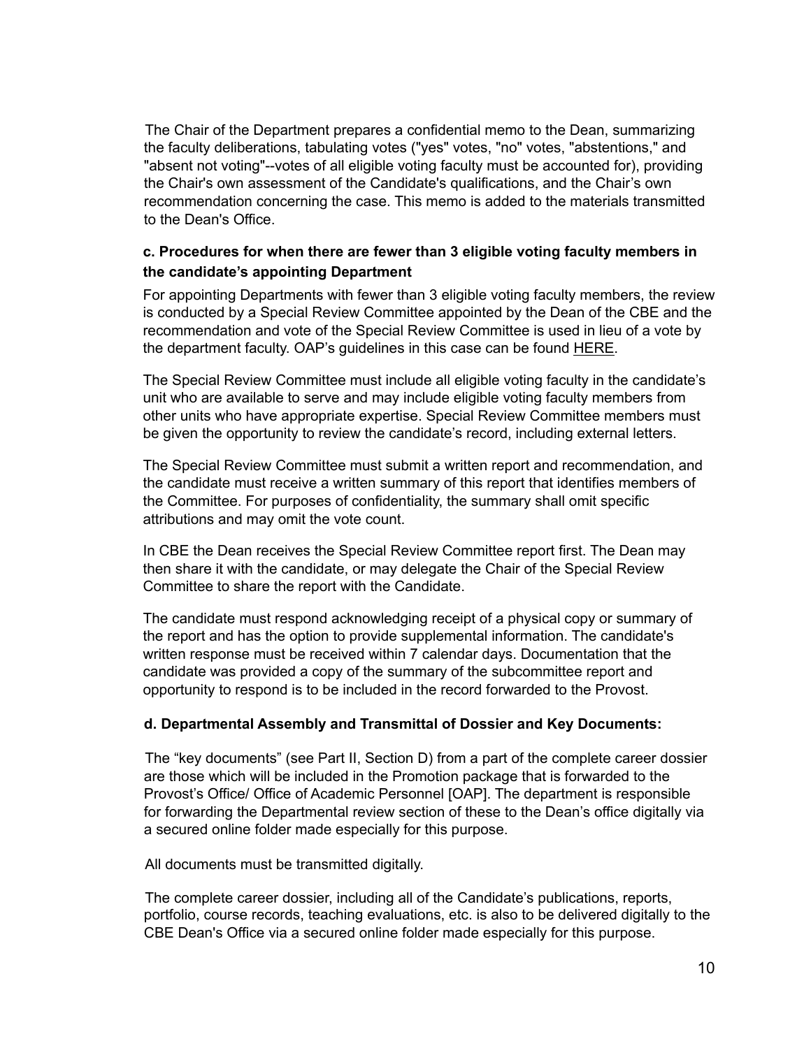The Chair of the Department prepares a confidential memo to the Dean, summarizing the faculty deliberations, tabulating votes ("yes" votes, "no" votes, "abstentions," and "absent not voting"--votes of all eligible voting faculty must be accounted for), providing the Chair's own assessment of the Candidate's qualifications, and the Chair's own recommendation concerning the case. This memo is added to the materials transmitted to the Dean's Office.

### c. Procedures for when there are fewer than 3 eligible voting faculty members in the candidate's appointing Department

For appointing Departments with fewer than 3 eligible voting faculty members, the review is conducted by a Special Review Committee appointed by the Dean of the CBE and the recommendation and vote of the Special Review Committee is used in lieu of a vote by the department faculty. OAP's guidelines in this case can be found HERE.

The Special Review Committee must include all eligible voting faculty in the candidate's unit who are available to serve and may include eligible voting faculty members from other units who have appropriate expertise. Special Review Committee members must be given the opportunity to review the candidate's record, including external letters.

The Special Review Committee must submit a written report and recommendation, and the candidate must receive a written summary of this report that identifies members of the Committee. For purposes of confidentiality, the summary shall omit specific attributions and may omit the vote count.

In CBE the Dean receives the Special Review Committee report first. The Dean may then share it with the candidate, or may delegate the Chair of the Special Review Committee to share the report with the Candidate.

The candidate must respond acknowledging receipt of a physical copy or summary of the report and has the option to provide supplemental information. The candidate's written response must be received within 7 calendar days. Documentation that the candidate was provided a copy of the summary of the subcommittee report and opportunity to respond is to be included in the record forwarded to the Provost.

### d. Departmental Assembly and Transmittal of Dossier and Key Documents:

The "key documents" (see Part II, Section D) from a part of the complete career dossier are those which will be included in the Promotion package that is forwarded to the Provost's Office/ Office of Academic Personnel [OAP]. The department is responsible for forwarding the Departmental review section of these to the Dean's office digitally via a secured online folder made especially for this purpose.

All documents must be transmitted digitally.

The complete career dossier, including all of the Candidate's publications, reports, portfolio, course records, teaching evaluations, etc. is also to be delivered digitally to the CBE Dean's Office via a secured online folder made especially for this purpose.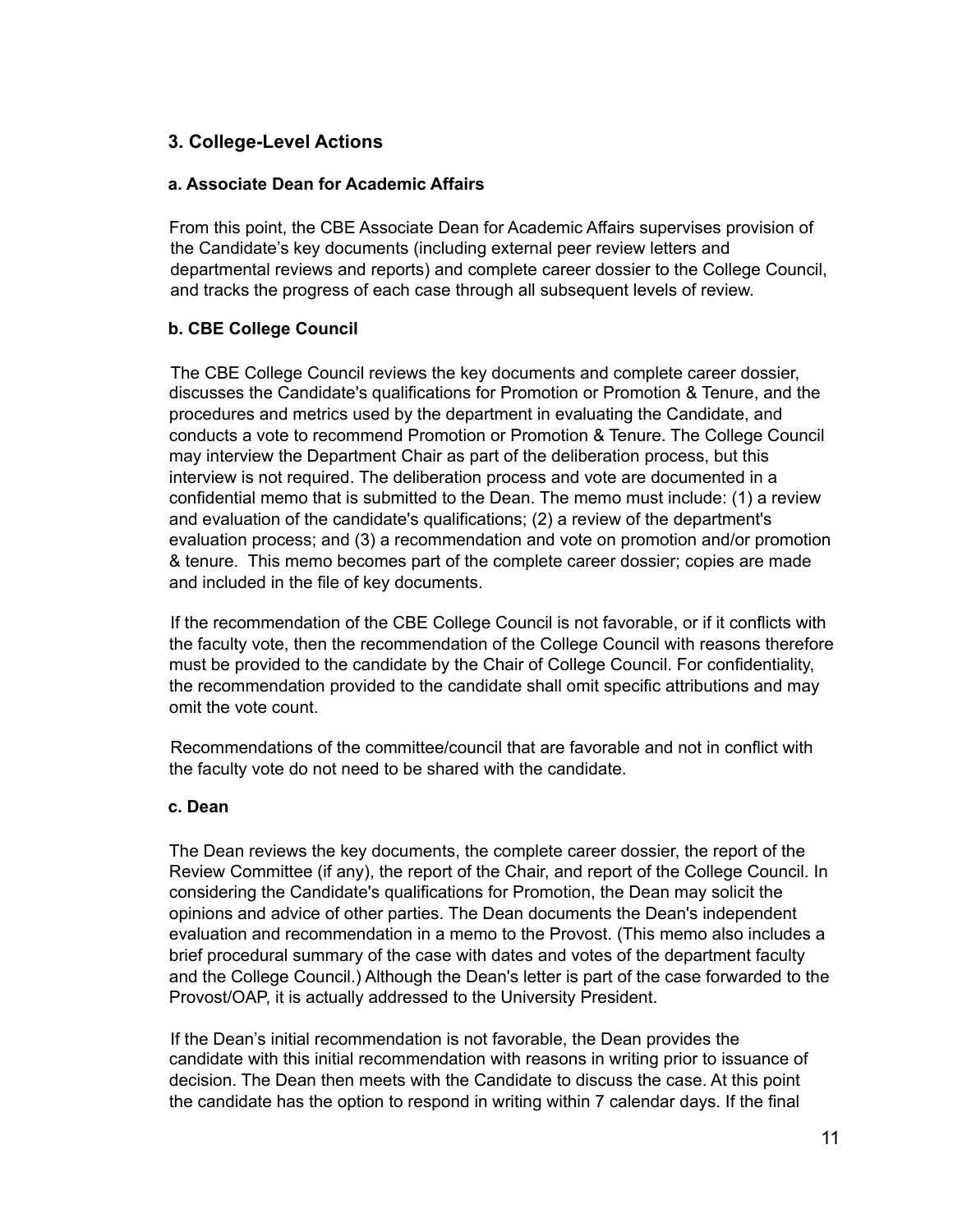## 3. College-Level Actions

### a. Associate Dean for Academic Affairs

From this point, the CBE Associate Dean for Academic Affairs supervises provision of the Candidate's key documents (including external peer review letters and departmental reviews and reports) and complete career dossier to the College Council, and tracks the progress of each case through all subsequent levels of review.

### b. CBE College Council

The CBE College Council reviews the key documents and complete career dossier, discusses the Candidate's qualifications for Promotion or Promotion & Tenure, and the procedures and metrics used by the department in evaluating the Candidate, and conducts a vote to recommend Promotion or Promotion & Tenure. The College Council may interview the Department Chair as part of the deliberation process, but this interview is not required. The deliberation process and vote are documented in a confidential memo that is submitted to the Dean. The memo must include: (1) a review and evaluation of the candidate's qualifications; (2) a review of the department's evaluation process; and (3) a recommendation and vote on promotion and/or promotion & tenure. This memo becomes part of the complete career dossier; copies are made and included in the file of key documents.

If the recommendation of the CBE College Council is not favorable, or if it conflicts with the faculty vote, then the recommendation of the College Council with reasons therefore must be provided to the candidate by the Chair of College Council. For confidentiality, the recommendation provided to the candidate shall omit specific attributions and may omit the vote count.

Recommendations of the committee/council that are favorable and not in conflict with the faculty vote do not need to be shared with the candidate.

### c. Dean

The Dean reviews the key documents, the complete career dossier, the report of the Review Committee (if any), the report of the Chair, and report of the College Council. In considering the Candidate's qualifications for Promotion, the Dean may solicit the opinions and advice of other parties. The Dean documents the Dean's independent evaluation and recommendation in a memo to the Provost. (This memo also includes a brief procedural summary of the case with dates and votes of the department faculty and the College Council.) Although the Dean's letter is part of the case forwarded to the Provost/OAP, it is actually addressed to the University President.

If the Dean's initial recommendation is not favorable, the Dean provides the candidate with this initial recommendation with reasons in writing prior to issuance of decision. The Dean then meets with the Candidate to discuss the case. At this point the candidate has the option to respond in writing within 7 calendar days. If the final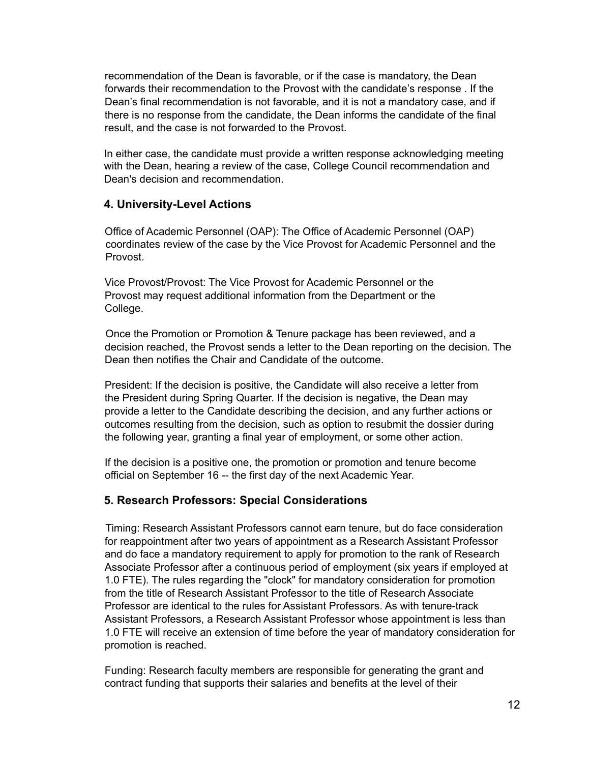recommendation of the Dean is favorable, or if the case is mandatory, the Dean forwards their recommendation to the Provost with the candidate's response . If the Dean's final recommendation is not favorable, and it is not a mandatory case, and if there is no response from the candidate, the Dean informs the candidate of the final result, and the case is not forwarded to the Provost.

In either case, the candidate must provide a written response acknowledging meeting with the Dean, hearing a review of the case, College Council recommendation and Dean's decision and recommendation.

### 4. University-Level Actions

Office of Academic Personnel (OAP): The Office of Academic Personnel (OAP) coordinates review of the case by the Vice Provost for Academic Personnel and the Provost.

Vice Provost/Provost: The Vice Provost for Academic Personnel or the Provost may request additional information from the Department or the College.

Once the Promotion or Promotion & Tenure package has been reviewed, and a decision reached, the Provost sends a letter to the Dean reporting on the decision. The Dean then notifies the Chair and Candidate of the outcome.

President: If the decision is positive, the Candidate will also receive a letter from the President during Spring Quarter. If the decision is negative, the Dean may provide a letter to the Candidate describing the decision, and any further actions or outcomes resulting from the decision, such as option to resubmit the dossier during the following year, granting a final year of employment, or some other action.

If the decision is a positive one, the promotion or promotion and tenure become official on September 16 -- the first day of the next Academic Year.

### 5. Research Professors: Special Considerations

Timing: Research Assistant Professors cannot earn tenure, but do face consideration for reappointment after two years of appointment as a Research Assistant Professor and do face a mandatory requirement to apply for promotion to the rank of Research Associate Professor after a continuous period of employment (six years if employed at 1.0 FTE). The rules regarding the "clock" for mandatory consideration for promotion from the title of Research Assistant Professor to the title of Research Associate Professor are identical to the rules for Assistant Professors. As with tenure-track Assistant Professors, a Research Assistant Professor whose appointment is less than 1.0 FTE will receive an extension of time before the year of mandatory consideration for promotion is reached.

Funding: Research faculty members are responsible for generating the grant and contract funding that supports their salaries and benefits at the level of their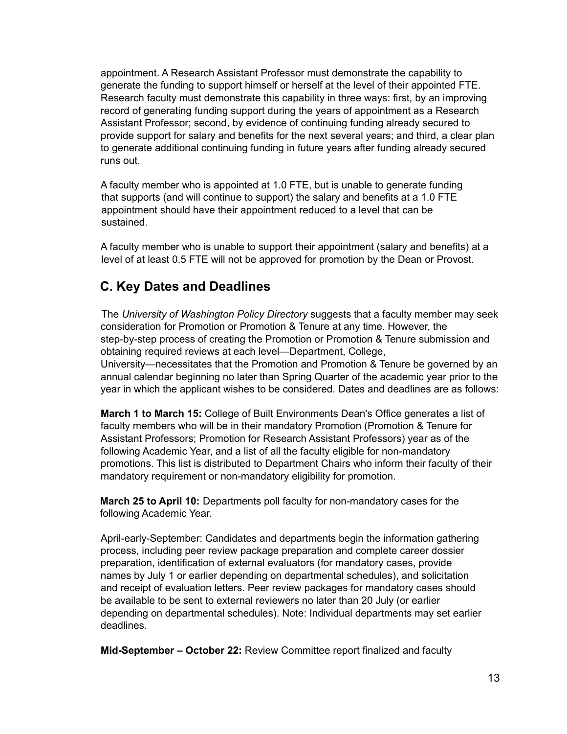appointment. A Research Assistant Professor must demonstrate the capability to generate the funding to support himself or herself at the level of their appointed FTE. Research faculty must demonstrate this capability in three ways: first, by an improving record of generating funding support during the years of appointment as a Research Assistant Professor; second, by evidence of continuing funding already secured to provide support for salary and benefits for the next several years; and third, a clear plan to generate additional continuing funding in future years after funding already secured runs out.

A faculty member who is appointed at 1.0 FTE, but is unable to generate funding that supports (and will continue to support) the salary and benefits at a 1.0 FTE appointment should have their appointment reduced to a level that can be sustained.

A faculty member who is unable to support their appointment (salary and benefits) at a level of at least 0.5 FTE will not be approved for promotion by the Dean or Provost.

## C. Key Dates and Deadlines

The *University of Washington Policy Directory* suggests that a faculty member may seek consideration for Promotion or Promotion & Tenure at any time. However, the step-by-step process of creating the Promotion or Promotion & Tenure submission and obtaining required reviews at each level—Department, College, University—necessitates that the Promotion and Promotion & Tenure be governed by an annual calendar beginning no later than Spring Quarter of the academic year prior to the year in which the applicant wishes to be considered. Dates and deadlines are as follows:

**March 1 to March 15:** College of Built Environments Dean's Office generates a list of faculty members who will be in their mandatory Promotion (Promotion & Tenure for Assistant Professors; Promotion for Research Assistant Professors) year as of the following Academic Year, and a list of all the faculty eligible for non-mandatory promotions. This list is distributed to Department Chairs who inform their faculty of their mandatory requirement or non-mandatory eligibility for promotion.

**March 25 to April 10:** Departments poll faculty for non-mandatory cases for the following Academic Year.

April-early-September: Candidates and departments begin the information gathering process, including peer review package preparation and complete career dossier preparation, identification of external evaluators (for mandatory cases, provide names by July 1 or earlier depending on departmental schedules), and solicitation and receipt of evaluation letters. Peer review packages for mandatory cases should be available to be sent to external reviewers no later than 20 July (or earlier depending on departmental schedules). Note: Individual departments may set earlier deadlines.

**Mid-September – October 22:** Review Committee report finalized and faculty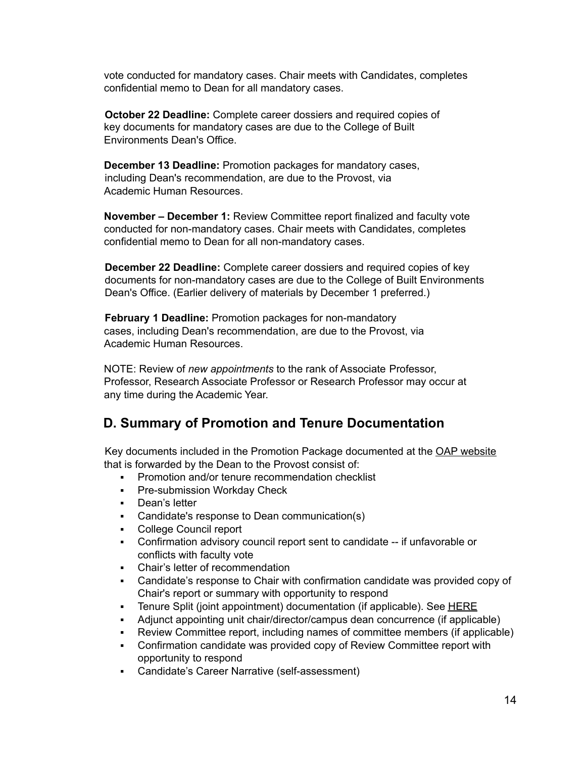vote conducted for mandatory cases. Chair meets with Candidates, completes confidential memo to Dean for all mandatory cases.

**October 22 Deadline:** Complete career dossiers and required copies of key documents for mandatory cases are due to the College of Built Environments Dean's Office.

**December 13 Deadline:** Promotion packages for mandatory cases, including Dean's recommendation, are due to the Provost, via Academic Human Resources.

**November – December 1:** Review Committee report finalized and faculty vote conducted for non-mandatory cases. Chair meets with Candidates, completes confidential memo to Dean for all non-mandatory cases.

**December 22 Deadline:** Complete career dossiers and required copies of key documents for non-mandatory cases are due to the College of Built Environments Dean's Office. (Earlier delivery of materials by December 1 preferred.)

**February 1 Deadline:** Promotion packages for non-mandatory cases, including Dean's recommendation, are due to the Provost, via Academic Human Resources.

NOTE: Review of *new appointments* to the rank of Associate Professor, Professor, Research Associate Professor or Research Professor may occur at any time during the Academic Year.

## D. Summary of Promotion and Tenure Documentation

Key documents included in the Promotion Package documented at the OAP website that is forwarded by the Dean to the Provost consist of:

- Promotion and/or tenure recommendation checklist
- Pre-submission Workday Check
- Dean's letter
- Candidate's response to Dean communication(s)
- College Council report
- Confirmation advisory council report sent to candidate -- if unfavorable or conflicts with faculty vote
- Chair's letter of recommendation
- Candidate's response to Chair with confirmation candidate was provided copy of Chair's report or summary with opportunity to respond
- Tenure Split (joint appointment) documentation (if applicable). See HERE
- Adjunct appointing unit chair/director/campus dean concurrence (if applicable)
- Review Committee report, including names of committee members (if applicable)
- Confirmation candidate was provided copy of Review Committee report with opportunity to respond
- Candidate's Career Narrative (self-assessment)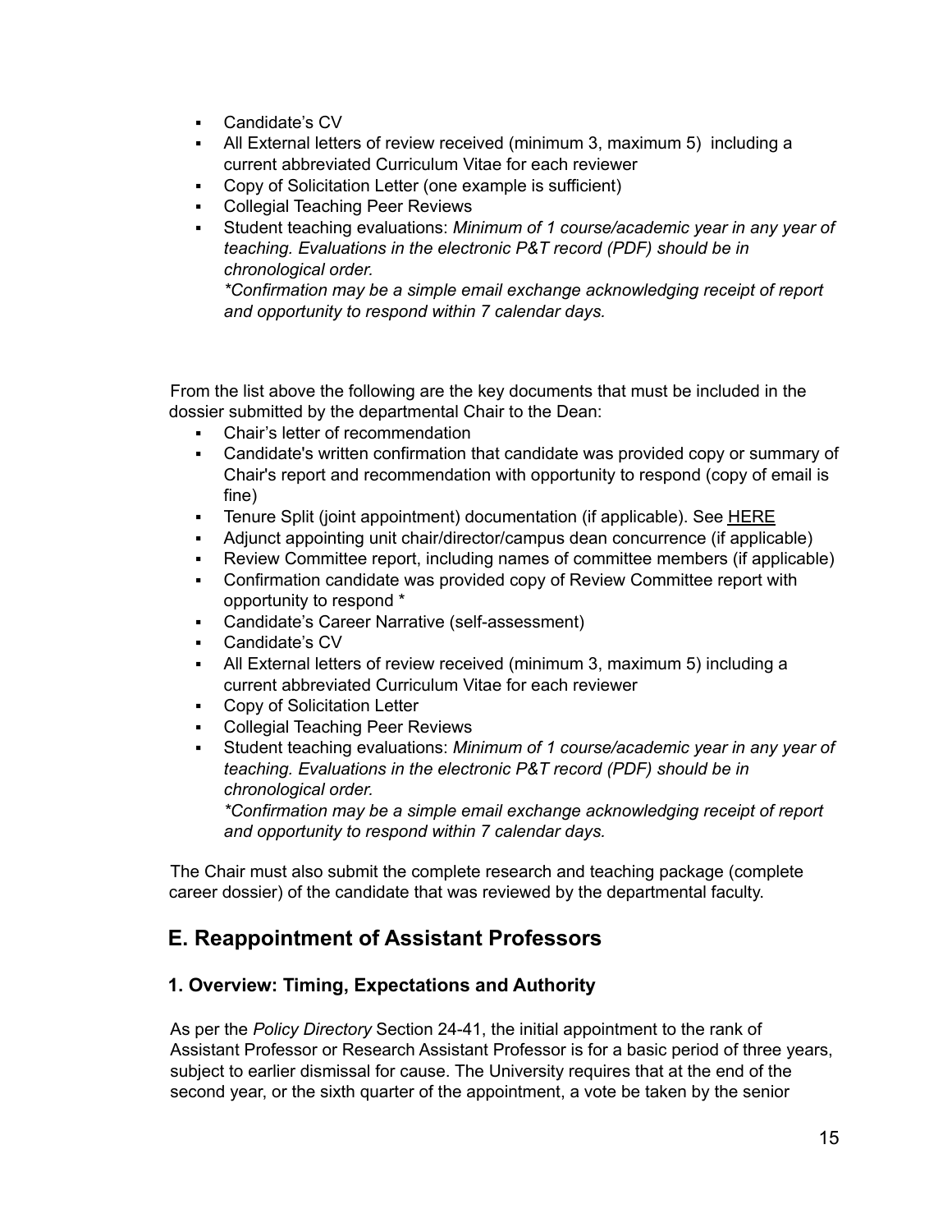- Candidate's CV
- All External letters of review received (minimum 3, maximum 5) including a current abbreviated Curriculum Vitae for each reviewer
- Copy of Solicitation Letter (one example is sufficient)
- Collegial Teaching Peer Reviews
- Student teaching evaluations: *Minimum of 1 course/academic year in any year of teaching. Evaluations in the electronic P&T record (PDF) should be in chronological order.*
  *\*Confirmation may be a simple email exchange acknowledging receipt of report and opportunity to respond within 7 calendar days.*

From the list above the following are the key documents that must be included in the dossier submitted by the departmental Chair to the Dean:

- Chair's letter of recommendation
- Candidate's written confirmation that candidate was provided copy or summary of Chair's report and recommendation with opportunity to respond (copy of email is fine)
- Tenure Split (joint appointment) documentation (if applicable). See HERE
- Adjunct appointing unit chair/director/campus dean concurrence (if applicable)
- Review Committee report, including names of committee members (if applicable)
- Confirmation candidate was provided copy of Review Committee report with opportunity to respond *
- Candidate's Career Narrative (self-assessment)
- Candidate's CV
- All External letters of review received (minimum 3, maximum 5) including a current abbreviated Curriculum Vitae for each reviewer
- Copy of Solicitation Letter
- Collegial Teaching Peer Reviews
- Student teaching evaluations: *Minimum of 1 course/academic year in any year of teaching. Evaluations in the electronic P&T record (PDF) should be in chronological order.*
  *\*Confirmation may be a simple email exchange acknowledging receipt of report and opportunity to respond within 7 calendar days.*

The Chair must also submit the complete research and teaching package (complete career dossier) of the candidate that was reviewed by the departmental faculty.

## E. Reappointment of Assistant Professors

### 1. Overview: Timing, Expectations and Authority

As per the *Policy Directory* Section 24-41, the initial appointment to the rank of Assistant Professor or Research Assistant Professor is for a basic period of three years, subject to earlier dismissal for cause. The University requires that at the end of the second year, or the sixth quarter of the appointment, a vote be taken by the senior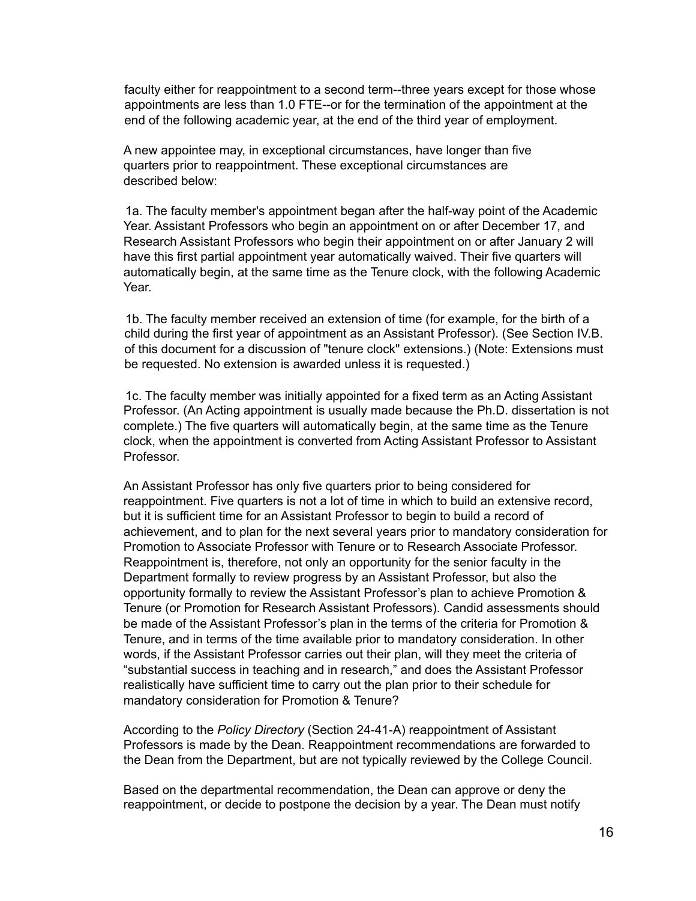faculty either for reappointment to a second term--three years except for those whose appointments are less than 1.0 FTE--or for the termination of the appointment at the end of the following academic year, at the end of the third year of employment.

A new appointee may, in exceptional circumstances, have longer than five quarters prior to reappointment. These exceptional circumstances are described below:

1a. The faculty member's appointment began after the half-way point of the Academic Year. Assistant Professors who begin an appointment on or after December 17, and Research Assistant Professors who begin their appointment on or after January 2 will have this first partial appointment year automatically waived. Their five quarters will automatically begin, at the same time as the Tenure clock, with the following Academic Year.

1b. The faculty member received an extension of time (for example, for the birth of a child during the first year of appointment as an Assistant Professor). (See Section IV.B. of this document for a discussion of "tenure clock" extensions.) (Note: Extensions must be requested. No extension is awarded unless it is requested.)

1c. The faculty member was initially appointed for a fixed term as an Acting Assistant Professor. (An Acting appointment is usually made because the Ph.D. dissertation is not complete.) The five quarters will automatically begin, at the same time as the Tenure clock, when the appointment is converted from Acting Assistant Professor to Assistant Professor.

An Assistant Professor has only five quarters prior to being considered for reappointment. Five quarters is not a lot of time in which to build an extensive record, but it is sufficient time for an Assistant Professor to begin to build a record of achievement, and to plan for the next several years prior to mandatory consideration for Promotion to Associate Professor with Tenure or to Research Associate Professor. Reappointment is, therefore, not only an opportunity for the senior faculty in the Department formally to review progress by an Assistant Professor, but also the opportunity formally to review the Assistant Professor's plan to achieve Promotion & Tenure (or Promotion for Research Assistant Professors). Candid assessments should be made of the Assistant Professor's plan in the terms of the criteria for Promotion & Tenure, and in terms of the time available prior to mandatory consideration. In other words, if the Assistant Professor carries out their plan, will they meet the criteria of "substantial success in teaching and in research," and does the Assistant Professor realistically have sufficient time to carry out the plan prior to their schedule for mandatory consideration for Promotion & Tenure?

According to the *Policy Directory* (Section 24-41-A) reappointment of Assistant Professors is made by the Dean. Reappointment recommendations are forwarded to the Dean from the Department, but are not typically reviewed by the College Council.

Based on the departmental recommendation, the Dean can approve or deny the reappointment, or decide to postpone the decision by a year. The Dean must notify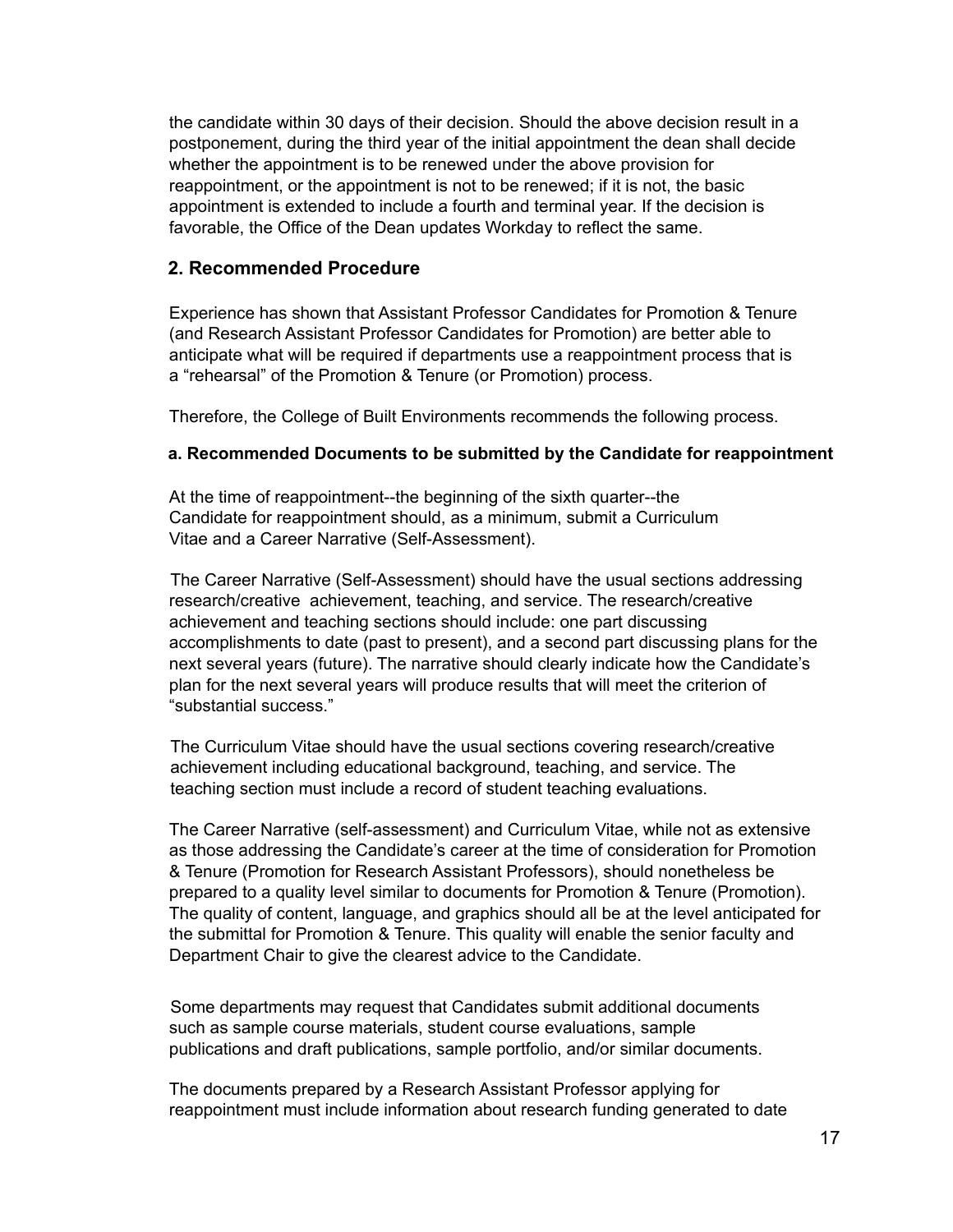the candidate within 30 days of their decision. Should the above decision result in a postponement, during the third year of the initial appointment the dean shall decide whether the appointment is to be renewed under the above provision for reappointment, or the appointment is not to be renewed; if it is not, the basic appointment is extended to include a fourth and terminal year. If the decision is favorable, the Office of the Dean updates Workday to reflect the same.

## 2. Recommended Procedure

Experience has shown that Assistant Professor Candidates for Promotion & Tenure (and Research Assistant Professor Candidates for Promotion) are better able to anticipate what will be required if departments use a reappointment process that is a "rehearsal" of the Promotion & Tenure (or Promotion) process.

Therefore, the College of Built Environments recommends the following process.

### a. Recommended Documents to be submitted by the Candidate for reappointment

At the time of reappointment--the beginning of the sixth quarter--the Candidate for reappointment should, as a minimum, submit a Curriculum Vitae and a Career Narrative (Self-Assessment).

The Career Narrative (Self-Assessment) should have the usual sections addressing research/creative achievement, teaching, and service. The research/creative achievement and teaching sections should include: one part discussing accomplishments to date (past to present), and a second part discussing plans for the next several years (future). The narrative should clearly indicate how the Candidate's plan for the next several years will produce results that will meet the criterion of "substantial success."

The Curriculum Vitae should have the usual sections covering research/creative achievement including educational background, teaching, and service. The teaching section must include a record of student teaching evaluations.

The Career Narrative (self-assessment) and Curriculum Vitae, while not as extensive as those addressing the Candidate's career at the time of consideration for Promotion & Tenure (Promotion for Research Assistant Professors), should nonetheless be prepared to a quality level similar to documents for Promotion & Tenure (Promotion). The quality of content, language, and graphics should all be at the level anticipated for the submittal for Promotion & Tenure. This quality will enable the senior faculty and Department Chair to give the clearest advice to the Candidate.

Some departments may request that Candidates submit additional documents such as sample course materials, student course evaluations, sample publications and draft publications, sample portfolio, and/or similar documents.

The documents prepared by a Research Assistant Professor applying for reappointment must include information about research funding generated to date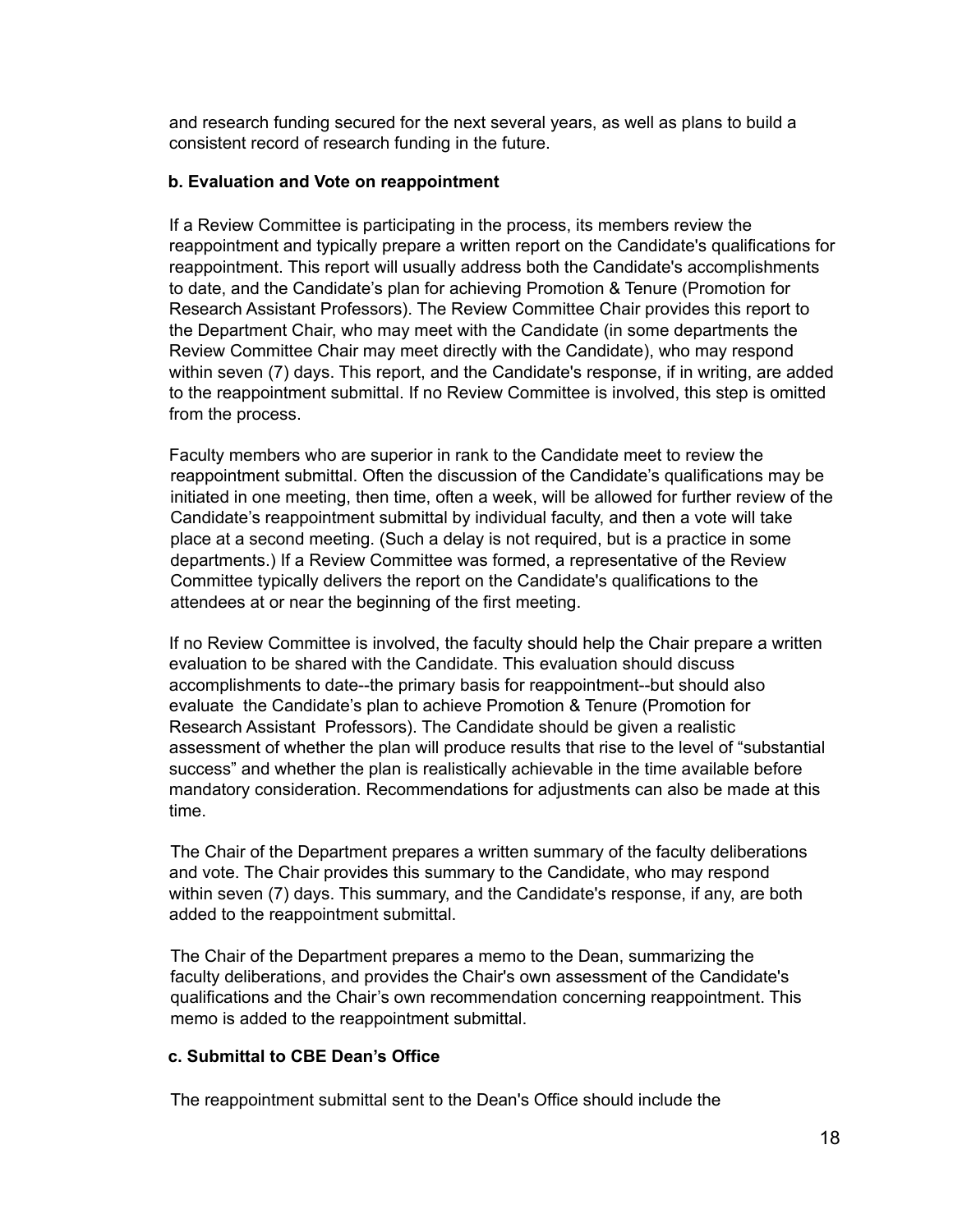and research funding secured for the next several years, as well as plans to build a consistent record of research funding in the future.

**b. Evaluation and Vote on reappointment**

If a Review Committee is participating in the process, its members review the reappointment and typically prepare a written report on the Candidate's qualifications for reappointment. This report will usually address both the Candidate's accomplishments to date, and the Candidate's plan for achieving Promotion & Tenure (Promotion for Research Assistant Professors). The Review Committee Chair provides this report to the Department Chair, who may meet with the Candidate (in some departments the Review Committee Chair may meet directly with the Candidate), who may respond within seven (7) days. This report, and the Candidate's response, if in writing, are added to the reappointment submittal. If no Review Committee is involved, this step is omitted from the process.

Faculty members who are superior in rank to the Candidate meet to review the reappointment submittal. Often the discussion of the Candidate's qualifications may be initiated in one meeting, then time, often a week, will be allowed for further review of the Candidate's reappointment submittal by individual faculty, and then a vote will take place at a second meeting. (Such a delay is not required, but is a practice in some departments.) If a Review Committee was formed, a representative of the Review Committee typically delivers the report on the Candidate's qualifications to the attendees at or near the beginning of the first meeting.

If no Review Committee is involved, the faculty should help the Chair prepare a written evaluation to be shared with the Candidate. This evaluation should discuss accomplishments to date--the primary basis for reappointment--but should also evaluate the Candidate's plan to achieve Promotion & Tenure (Promotion for Research Assistant Professors). The Candidate should be given a realistic assessment of whether the plan will produce results that rise to the level of "substantial success" and whether the plan is realistically achievable in the time available before mandatory consideration. Recommendations for adjustments can also be made at this time.

The Chair of the Department prepares a written summary of the faculty deliberations and vote. The Chair provides this summary to the Candidate, who may respond within seven (7) days. This summary, and the Candidate's response, if any, are both added to the reappointment submittal.

The Chair of the Department prepares a memo to the Dean, summarizing the faculty deliberations, and provides the Chair's own assessment of the Candidate's qualifications and the Chair's own recommendation concerning reappointment. This memo is added to the reappointment submittal.

**c. Submittal to CBE Dean's Office**

The reappointment submittal sent to the Dean's Office should include the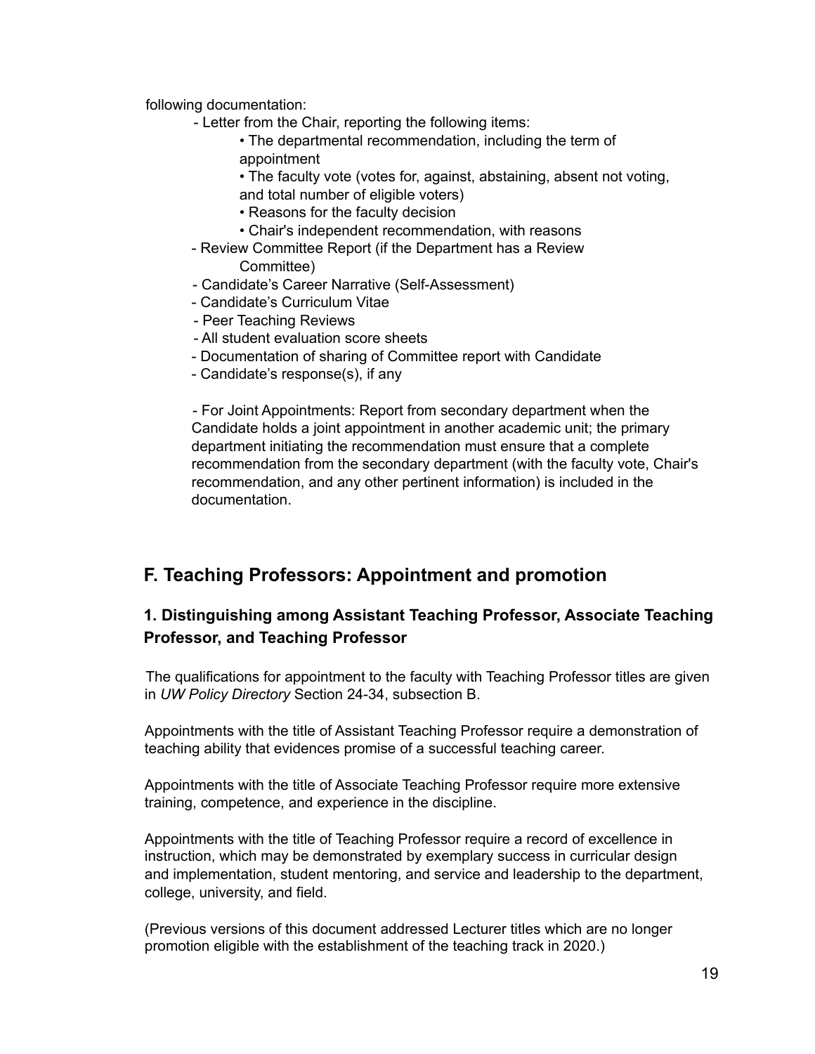following documentation:

- Letter from the Chair, reporting the following items:
    - The departmental recommendation, including the term of appointment
    - The faculty vote (votes for, against, abstaining, absent not voting, and total number of eligible voters)
    - Reasons for the faculty decision
    - Chair's independent recommendation, with reasons
- Review Committee Report (if the Department has a Review Committee)
- Candidate's Career Narrative (Self-Assessment)
- Candidate's Curriculum Vitae
- Peer Teaching Reviews
- All student evaluation score sheets
- Documentation of sharing of Committee report with Candidate
- Candidate's response(s), if any

- For Joint Appointments: Report from secondary department when the Candidate holds a joint appointment in another academic unit; the primary department initiating the recommendation must ensure that a complete recommendation from the secondary department (with the faculty vote, Chair's recommendation, and any other pertinent information) is included in the documentation.

## F. Teaching Professors: Appointment and promotion

### 1. Distinguishing among Assistant Teaching Professor, Associate Teaching Professor, and Teaching Professor

The qualifications for appointment to the faculty with Teaching Professor titles are given in *UW Policy Directory* Section 24-34, subsection B.

Appointments with the title of Assistant Teaching Professor require a demonstration of teaching ability that evidences promise of a successful teaching career.

Appointments with the title of Associate Teaching Professor require more extensive training, competence, and experience in the discipline.

Appointments with the title of Teaching Professor require a record of excellence in instruction, which may be demonstrated by exemplary success in curricular design and implementation, student mentoring, and service and leadership to the department, college, university, and field.

(Previous versions of this document addressed Lecturer titles which are no longer promotion eligible with the establishment of the teaching track in 2020.)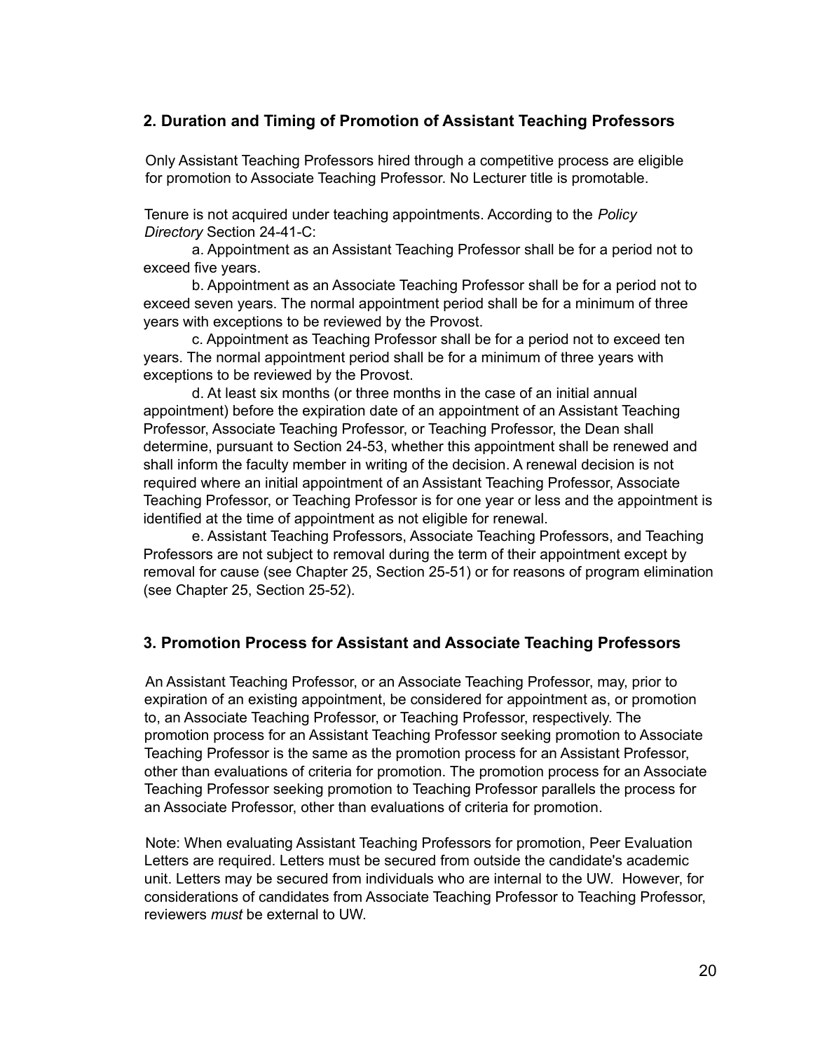## 2. Duration and Timing of Promotion of Assistant Teaching Professors

Only Assistant Teaching Professors hired through a competitive process are eligible for promotion to Associate Teaching Professor. No Lecturer title is promotable.

Tenure is not acquired under teaching appointments. According to the *Policy Directory* Section 24-41-C:

a. Appointment as an Assistant Teaching Professor shall be for a period not to exceed five years.

b. Appointment as an Associate Teaching Professor shall be for a period not to exceed seven years. The normal appointment period shall be for a minimum of three years with exceptions to be reviewed by the Provost.

c. Appointment as Teaching Professor shall be for a period not to exceed ten years. The normal appointment period shall be for a minimum of three years with exceptions to be reviewed by the Provost.

d. At least six months (or three months in the case of an initial annual appointment) before the expiration date of an appointment of an Assistant Teaching Professor, Associate Teaching Professor, or Teaching Professor, the Dean shall determine, pursuant to Section 24-53, whether this appointment shall be renewed and shall inform the faculty member in writing of the decision. A renewal decision is not required where an initial appointment of an Assistant Teaching Professor, Associate Teaching Professor, or Teaching Professor is for one year or less and the appointment is identified at the time of appointment as not eligible for renewal.

e. Assistant Teaching Professors, Associate Teaching Professors, and Teaching Professors are not subject to removal during the term of their appointment except by removal for cause (see Chapter 25, Section 25-51) or for reasons of program elimination (see Chapter 25, Section 25-52).

## 3. Promotion Process for Assistant and Associate Teaching Professors

An Assistant Teaching Professor, or an Associate Teaching Professor, may, prior to expiration of an existing appointment, be considered for appointment as, or promotion to, an Associate Teaching Professor, or Teaching Professor, respectively. The promotion process for an Assistant Teaching Professor seeking promotion to Associate Teaching Professor is the same as the promotion process for an Assistant Professor, other than evaluations of criteria for promotion. The promotion process for an Associate Teaching Professor seeking promotion to Teaching Professor parallels the process for an Associate Professor, other than evaluations of criteria for promotion.

Note: When evaluating Assistant Teaching Professors for promotion, Peer Evaluation Letters are required. Letters must be secured from outside the candidate's academic unit. Letters may be secured from individuals who are internal to the UW. However, for considerations of candidates from Associate Teaching Professor to Teaching Professor, reviewers *must* be external to UW.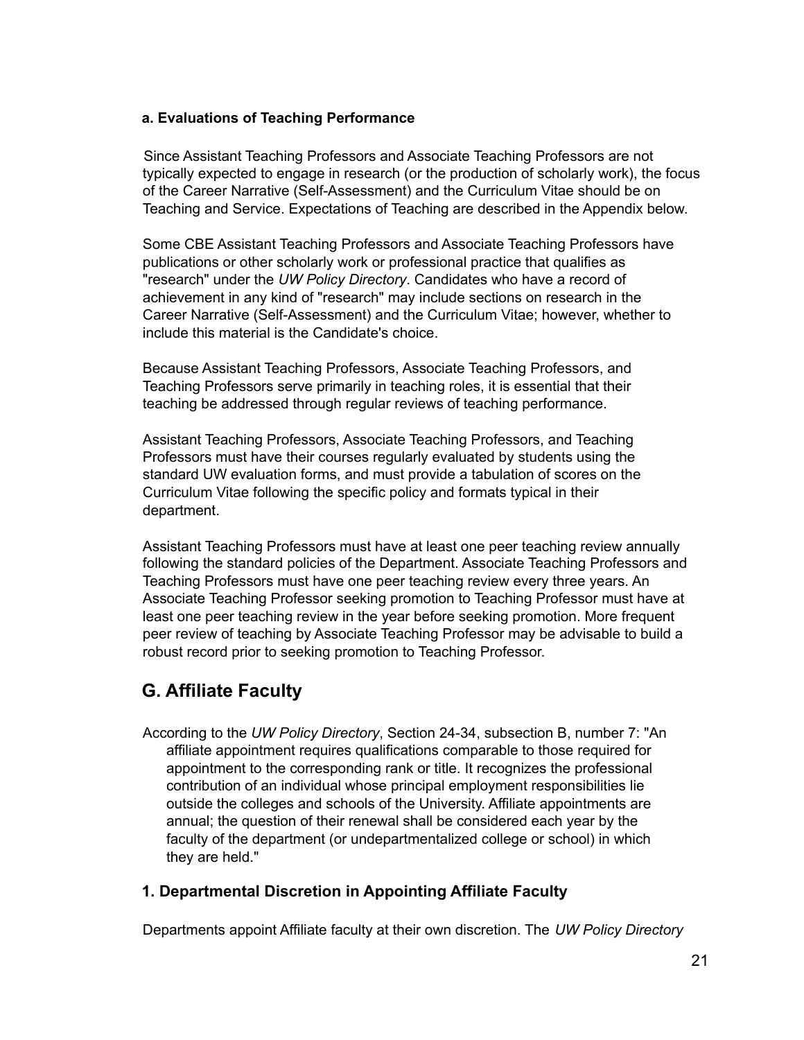#### a. Evaluations of Teaching Performance

Since Assistant Teaching Professors and Associate Teaching Professors are not typically expected to engage in research (or the production of scholarly work), the focus of the Career Narrative (Self-Assessment) and the Curriculum Vitae should be on Teaching and Service. Expectations of Teaching are described in the Appendix below.

Some CBE Assistant Teaching Professors and Associate Teaching Professors have publications or other scholarly work or professional practice that qualifies as "research" under the *UW Policy Directory*. Candidates who have a record of achievement in any kind of "research" may include sections on research in the Career Narrative (Self-Assessment) and the Curriculum Vitae; however, whether to include this material is the Candidate's choice.

Because Assistant Teaching Professors, Associate Teaching Professors, and Teaching Professors serve primarily in teaching roles, it is essential that their teaching be addressed through regular reviews of teaching performance.

Assistant Teaching Professors, Associate Teaching Professors, and Teaching Professors must have their courses regularly evaluated by students using the standard UW evaluation forms, and must provide a tabulation of scores on the Curriculum Vitae following the specific policy and formats typical in their department.

Assistant Teaching Professors must have at least one peer teaching review annually following the standard policies of the Department. Associate Teaching Professors and Teaching Professors must have one peer teaching review every three years. An Associate Teaching Professor seeking promotion to Teaching Professor must have at least one peer teaching review in the year before seeking promotion. More frequent peer review of teaching by Associate Teaching Professor may be advisable to build a robust record prior to seeking promotion to Teaching Professor.

## G. Affiliate Faculty

According to the *UW Policy Directory*, Section 24-34, subsection B, number 7: "An affiliate appointment requires qualifications comparable to those required for appointment to the corresponding rank or title. It recognizes the professional contribution of an individual whose principal employment responsibilities lie outside the colleges and schools of the University. Affiliate appointments are annual; the question of their renewal shall be considered each year by the faculty of the department (or undepartmentalized college or school) in which they are held."

### 1. Departmental Discretion in Appointing Affiliate Faculty

Departments appoint Affiliate faculty at their own discretion. The *UW Policy Directory*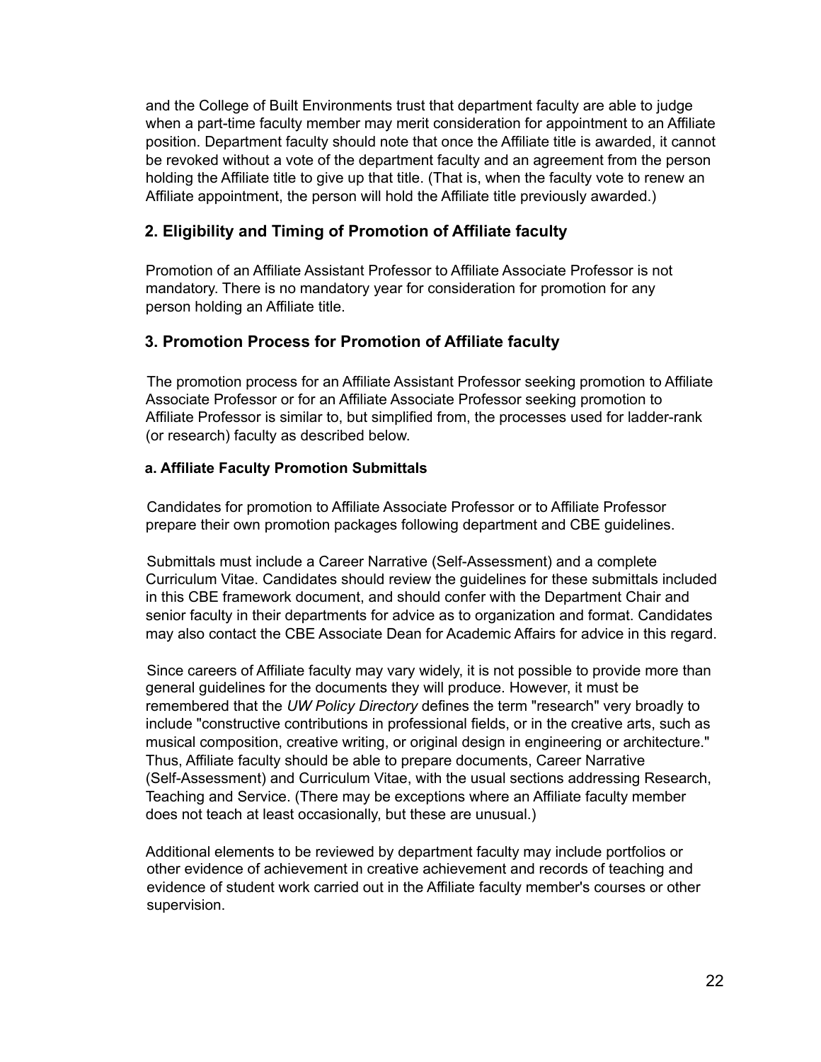and the College of Built Environments trust that department faculty are able to judge when a part-time faculty member may merit consideration for appointment to an Affiliate position. Department faculty should note that once the Affiliate title is awarded, it cannot be revoked without a vote of the department faculty and an agreement from the person holding the Affiliate title to give up that title. (That is, when the faculty vote to renew an Affiliate appointment, the person will hold the Affiliate title previously awarded.)

## 2. Eligibility and Timing of Promotion of Affiliate faculty

Promotion of an Affiliate Assistant Professor to Affiliate Associate Professor is not mandatory. There is no mandatory year for consideration for promotion for any person holding an Affiliate title.

## 3. Promotion Process for Promotion of Affiliate faculty

The promotion process for an Affiliate Assistant Professor seeking promotion to Affiliate Associate Professor or for an Affiliate Associate Professor seeking promotion to Affiliate Professor is similar to, but simplified from, the processes used for ladder-rank (or research) faculty as described below.

### a. Affiliate Faculty Promotion Submittals

Candidates for promotion to Affiliate Associate Professor or to Affiliate Professor prepare their own promotion packages following department and CBE guidelines.

Submittals must include a Career Narrative (Self-Assessment) and a complete Curriculum Vitae. Candidates should review the guidelines for these submittals included in this CBE framework document, and should confer with the Department Chair and senior faculty in their departments for advice as to organization and format. Candidates may also contact the CBE Associate Dean for Academic Affairs for advice in this regard.

Since careers of Affiliate faculty may vary widely, it is not possible to provide more than general guidelines for the documents they will produce. However, it must be remembered that the *UW Policy Directory* defines the term "research" very broadly to include "constructive contributions in professional fields, or in the creative arts, such as musical composition, creative writing, or original design in engineering or architecture." Thus, Affiliate faculty should be able to prepare documents, Career Narrative (Self-Assessment) and Curriculum Vitae, with the usual sections addressing Research, Teaching and Service. (There may be exceptions where an Affiliate faculty member does not teach at least occasionally, but these are unusual.)

Additional elements to be reviewed by department faculty may include portfolios or other evidence of achievement in creative achievement and records of teaching and evidence of student work carried out in the Affiliate faculty member's courses or other supervision.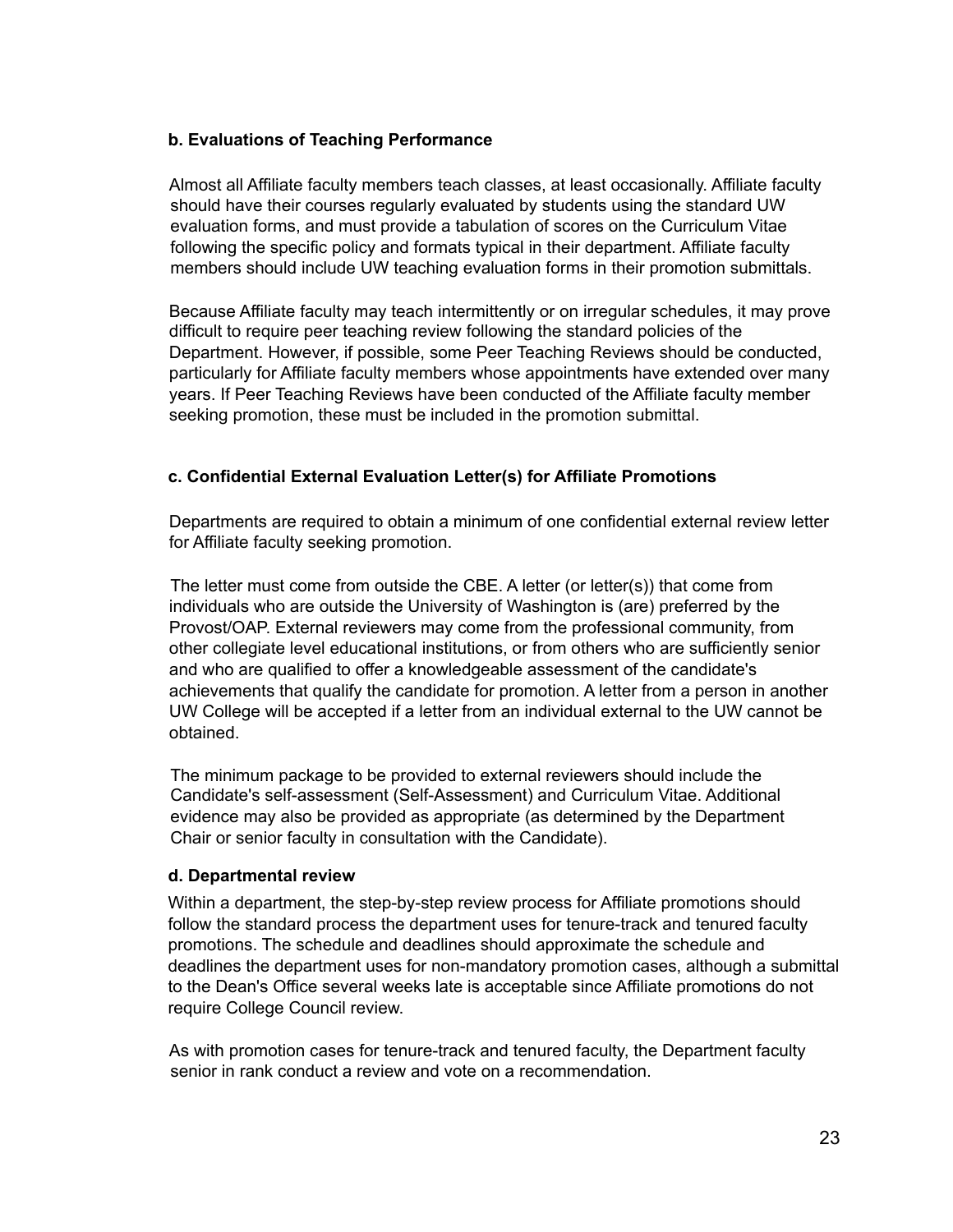#### b. Evaluations of Teaching Performance

Almost all Affiliate faculty members teach classes, at least occasionally. Affiliate faculty should have their courses regularly evaluated by students using the standard UW evaluation forms, and must provide a tabulation of scores on the Curriculum Vitae following the specific policy and formats typical in their department. Affiliate faculty members should include UW teaching evaluation forms in their promotion submittals.

Because Affiliate faculty may teach intermittently or on irregular schedules, it may prove difficult to require peer teaching review following the standard policies of the Department. However, if possible, some Peer Teaching Reviews should be conducted, particularly for Affiliate faculty members whose appointments have extended over many years. If Peer Teaching Reviews have been conducted of the Affiliate faculty member seeking promotion, these must be included in the promotion submittal.

#### c. Confidential External Evaluation Letter(s) for Affiliate Promotions

Departments are required to obtain a minimum of one confidential external review letter for Affiliate faculty seeking promotion.

The letter must come from outside the CBE. A letter (or letter(s)) that come from individuals who are outside the University of Washington is (are) preferred by the Provost/OAP. External reviewers may come from the professional community, from other collegiate level educational institutions, or from others who are sufficiently senior and who are qualified to offer a knowledgeable assessment of the candidate's achievements that qualify the candidate for promotion. A letter from a person in another UW College will be accepted if a letter from an individual external to the UW cannot be obtained.

The minimum package to be provided to external reviewers should include the Candidate's self-assessment (Self-Assessment) and Curriculum Vitae. Additional evidence may also be provided as appropriate (as determined by the Department Chair or senior faculty in consultation with the Candidate).

#### d. Departmental review

Within a department, the step-by-step review process for Affiliate promotions should follow the standard process the department uses for tenure-track and tenured faculty promotions. The schedule and deadlines should approximate the schedule and deadlines the department uses for non-mandatory promotion cases, although a submittal to the Dean's Office several weeks late is acceptable since Affiliate promotions do not require College Council review.

As with promotion cases for tenure-track and tenured faculty, the Department faculty senior in rank conduct a review and vote on a recommendation.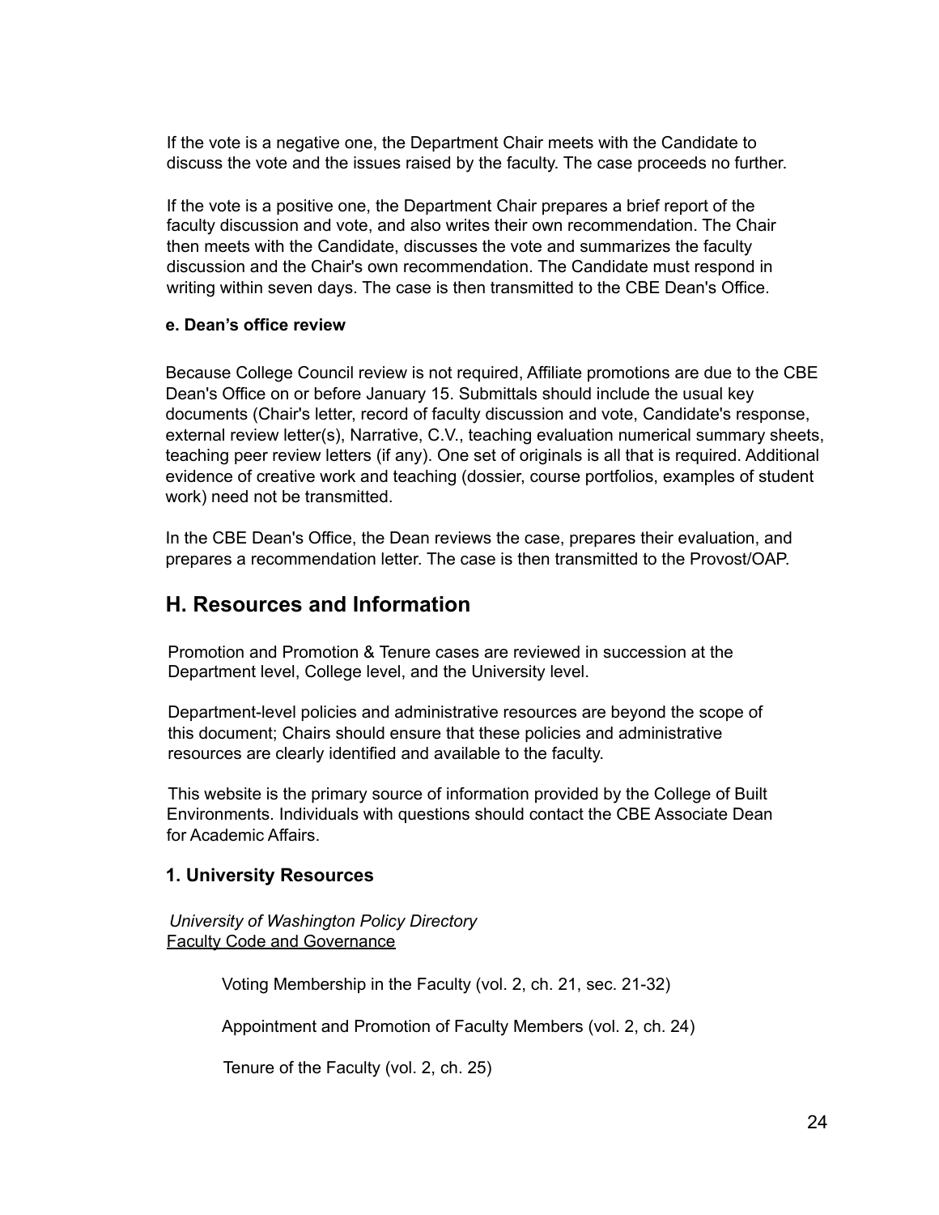If the vote is a negative one, the Department Chair meets with the Candidate to discuss the vote and the issues raised by the faculty. The case proceeds no further.

If the vote is a positive one, the Department Chair prepares a brief report of the faculty discussion and vote, and also writes their own recommendation. The Chair then meets with the Candidate, discusses the vote and summarizes the faculty discussion and the Chair's own recommendation. The Candidate must respond in writing within seven days. The case is then transmitted to the CBE Dean's Office.

#### e. Dean's office review

Because College Council review is not required, Affiliate promotions are due to the CBE Dean's Office on or before January 15. Submittals should include the usual key documents (Chair's letter, record of faculty discussion and vote, Candidate's response, external review letter(s), Narrative, C.V., teaching evaluation numerical summary sheets, teaching peer review letters (if any). One set of originals is all that is required. Additional evidence of creative work and teaching (dossier, course portfolios, examples of student work) need not be transmitted.

In the CBE Dean's Office, the Dean reviews the case, prepares their evaluation, and prepares a recommendation letter. The case is then transmitted to the Provost/OAP.

## H. Resources and Information

Promotion and Promotion & Tenure cases are reviewed in succession at the Department level, College level, and the University level.

Department-level policies and administrative resources are beyond the scope of this document; Chairs should ensure that these policies and administrative resources are clearly identified and available to the faculty.

This website is the primary source of information provided by the College of Built Environments. Individuals with questions should contact the CBE Associate Dean for Academic Affairs.

### 1. University Resources

*University of Washington Policy Directory*
Faculty Code and Governance

- Voting Membership in the Faculty (vol. 2, ch. 21, sec. 21-32)
- Appointment and Promotion of Faculty Members (vol. 2, ch. 24)
- Tenure of the Faculty (vol. 2, ch. 25)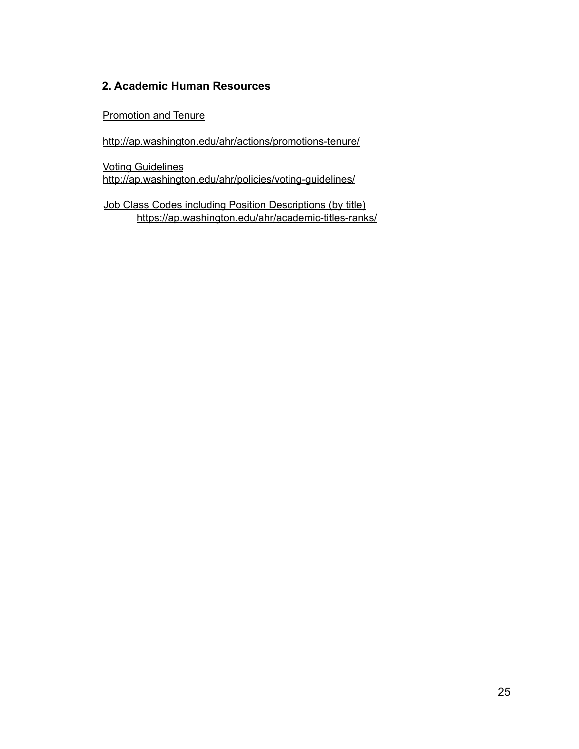## 2. Academic Human Resources

Promotion and Tenure

http://ap.washington.edu/ahr/actions/promotions-tenure/

Voting Guidelines
http://ap.washington.edu/ahr/policies/voting-guidelines/

Job Class Codes including Position Descriptions (by title)
https://ap.washington.edu/ahr/academic-titles-ranks/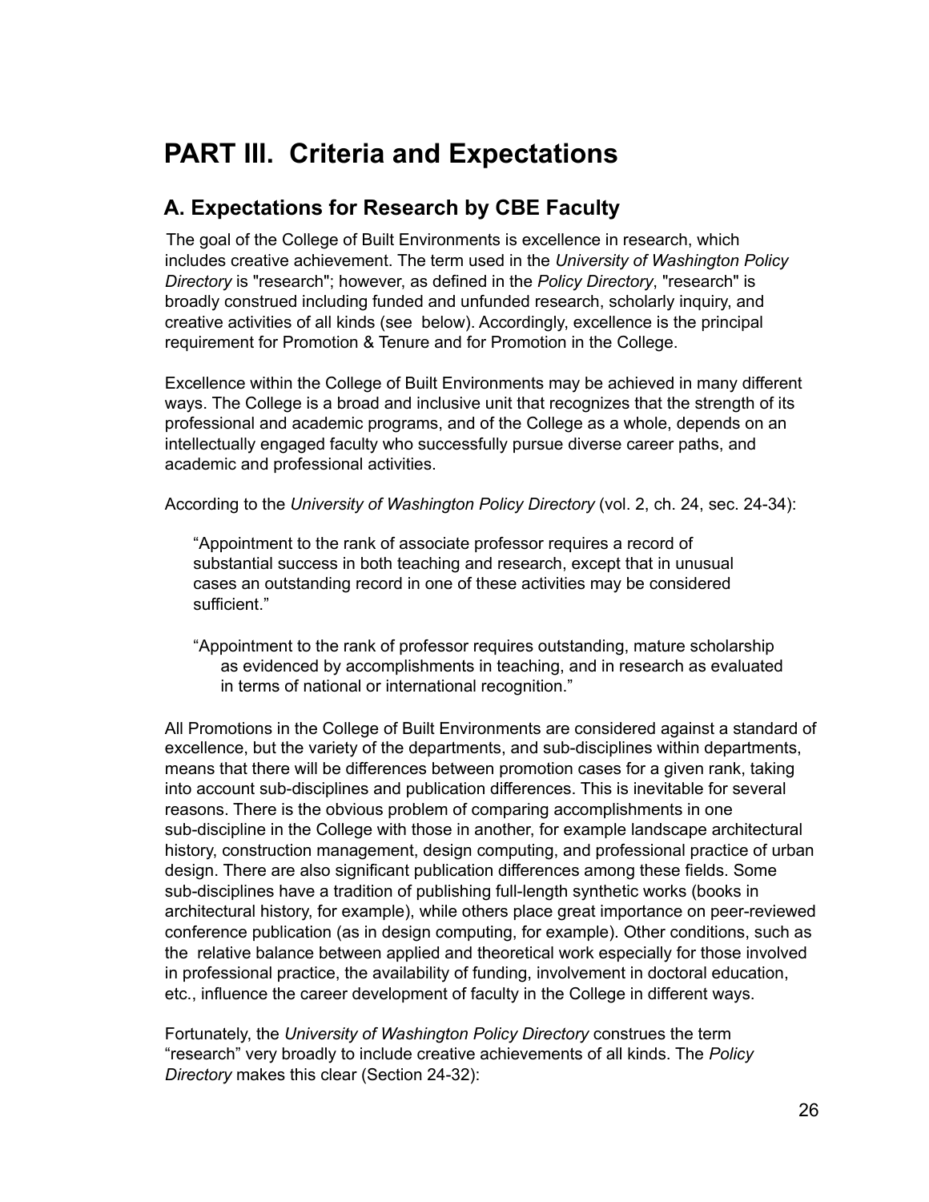# PART III. Criteria and Expectations

## A. Expectations for Research by CBE Faculty

The goal of the College of Built Environments is excellence in research, which includes creative achievement. The term used in the *University of Washington Policy Directory* is "research"; however, as defined in the *Policy Directory*, "research" is broadly construed including funded and unfunded research, scholarly inquiry, and creative activities of all kinds (see below). Accordingly, excellence is the principal requirement for Promotion & Tenure and for Promotion in the College.

Excellence within the College of Built Environments may be achieved in many different ways. The College is a broad and inclusive unit that recognizes that the strength of its professional and academic programs, and of the College as a whole, depends on an intellectually engaged faculty who successfully pursue diverse career paths, and academic and professional activities.

According to the *University of Washington Policy Directory* (vol. 2, ch. 24, sec. 24-34):

> "Appointment to the rank of associate professor requires a record of substantial success in both teaching and research, except that in unusual cases an outstanding record in one of these activities may be considered sufficient."
>
> "Appointment to the rank of professor requires outstanding, mature scholarship as evidenced by accomplishments in teaching, and in research as evaluated in terms of national or international recognition."

All Promotions in the College of Built Environments are considered against a standard of excellence, but the variety of the departments, and sub-disciplines within departments, means that there will be differences between promotion cases for a given rank, taking into account sub-disciplines and publication differences. This is inevitable for several reasons. There is the obvious problem of comparing accomplishments in one sub-discipline in the College with those in another, for example landscape architectural history, construction management, design computing, and professional practice of urban design. There are also significant publication differences among these fields. Some sub-disciplines have a tradition of publishing full-length synthetic works (books in architectural history, for example), while others place great importance on peer-reviewed conference publication (as in design computing, for example). Other conditions, such as the relative balance between applied and theoretical work especially for those involved in professional practice, the availability of funding, involvement in doctoral education, etc., influence the career development of faculty in the College in different ways.

Fortunately, the *University of Washington Policy Directory* construes the term "research" very broadly to include creative achievements of all kinds. The *Policy Directory* makes this clear (Section 24-32):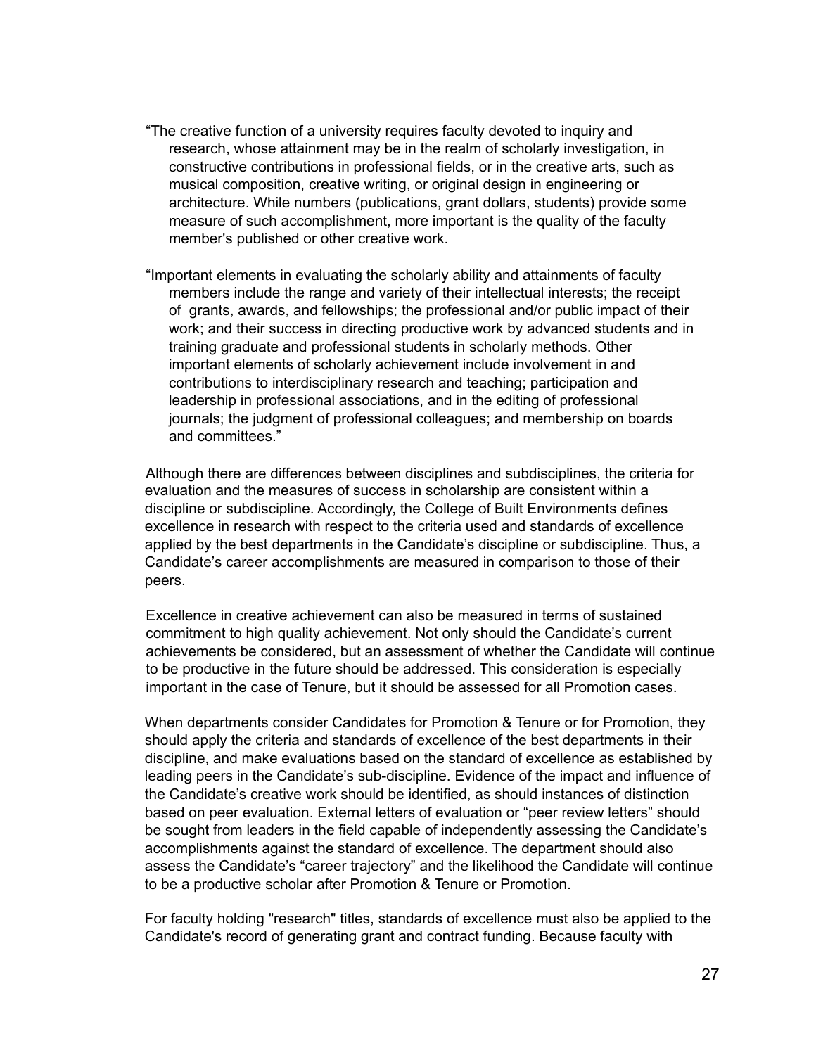"The creative function of a university requires faculty devoted to inquiry and research, whose attainment may be in the realm of scholarly investigation, in constructive contributions in professional fields, or in the creative arts, such as musical composition, creative writing, or original design in engineering or architecture. While numbers (publications, grant dollars, students) provide some measure of such accomplishment, more important is the quality of the faculty member's published or other creative work.

"Important elements in evaluating the scholarly ability and attainments of faculty members include the range and variety of their intellectual interests; the receipt of grants, awards, and fellowships; the professional and/or public impact of their work; and their success in directing productive work by advanced students and in training graduate and professional students in scholarly methods. Other important elements of scholarly achievement include involvement in and contributions to interdisciplinary research and teaching; participation and leadership in professional associations, and in the editing of professional journals; the judgment of professional colleagues; and membership on boards and committees."

Although there are differences between disciplines and subdisciplines, the criteria for evaluation and the measures of success in scholarship are consistent within a discipline or subdiscipline. Accordingly, the College of Built Environments defines excellence in research with respect to the criteria used and standards of excellence applied by the best departments in the Candidate's discipline or subdiscipline. Thus, a Candidate's career accomplishments are measured in comparison to those of their peers.

Excellence in creative achievement can also be measured in terms of sustained commitment to high quality achievement. Not only should the Candidate's current achievements be considered, but an assessment of whether the Candidate will continue to be productive in the future should be addressed. This consideration is especially important in the case of Tenure, but it should be assessed for all Promotion cases.

When departments consider Candidates for Promotion & Tenure or for Promotion, they should apply the criteria and standards of excellence of the best departments in their discipline, and make evaluations based on the standard of excellence as established by leading peers in the Candidate's sub-discipline. Evidence of the impact and influence of the Candidate's creative work should be identified, as should instances of distinction based on peer evaluation. External letters of evaluation or "peer review letters" should be sought from leaders in the field capable of independently assessing the Candidate's accomplishments against the standard of excellence. The department should also assess the Candidate's "career trajectory" and the likelihood the Candidate will continue to be a productive scholar after Promotion & Tenure or Promotion.

For faculty holding "research" titles, standards of excellence must also be applied to the Candidate's record of generating grant and contract funding. Because faculty with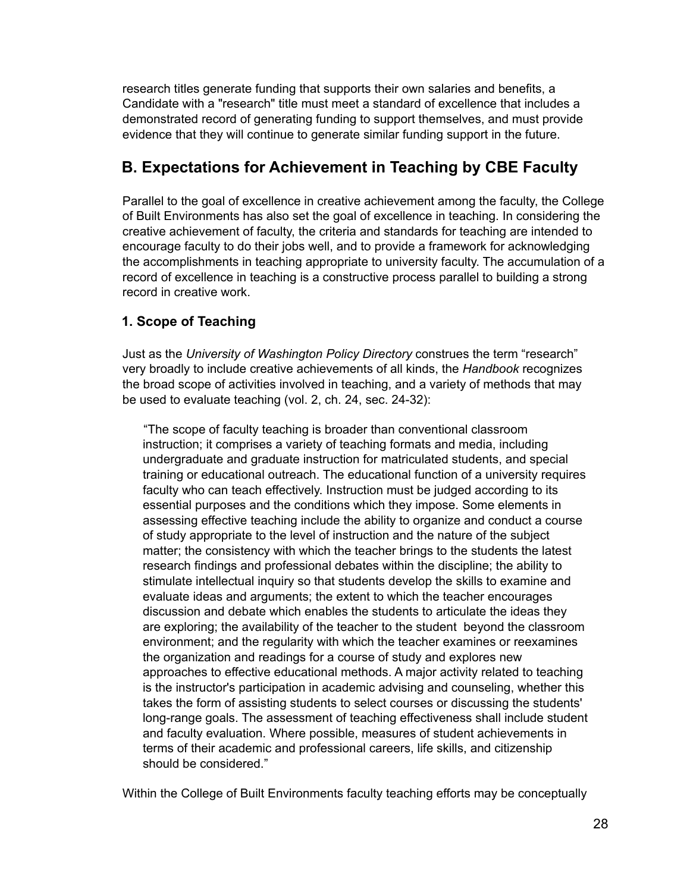research titles generate funding that supports their own salaries and benefits, a Candidate with a "research" title must meet a standard of excellence that includes a demonstrated record of generating funding to support themselves, and must provide evidence that they will continue to generate similar funding support in the future.

## B. Expectations for Achievement in Teaching by CBE Faculty

Parallel to the goal of excellence in creative achievement among the faculty, the College of Built Environments has also set the goal of excellence in teaching. In considering the creative achievement of faculty, the criteria and standards for teaching are intended to encourage faculty to do their jobs well, and to provide a framework for acknowledging the accomplishments in teaching appropriate to university faculty. The accumulation of a record of excellence in teaching is a constructive process parallel to building a strong record in creative work.

### 1. Scope of Teaching

Just as the *University of Washington Policy Directory* construes the term "research" very broadly to include creative achievements of all kinds, the *Handbook* recognizes the broad scope of activities involved in teaching, and a variety of methods that may be used to evaluate teaching (vol. 2, ch. 24, sec. 24-32):

> "The scope of faculty teaching is broader than conventional classroom instruction; it comprises a variety of teaching formats and media, including undergraduate and graduate instruction for matriculated students, and special training or educational outreach. The educational function of a university requires faculty who can teach effectively. Instruction must be judged according to its essential purposes and the conditions which they impose. Some elements in assessing effective teaching include the ability to organize and conduct a course of study appropriate to the level of instruction and the nature of the subject matter; the consistency with which the teacher brings to the students the latest research findings and professional debates within the discipline; the ability to stimulate intellectual inquiry so that students develop the skills to examine and evaluate ideas and arguments; the extent to which the teacher encourages discussion and debate which enables the students to articulate the ideas they are exploring; the availability of the teacher to the student beyond the classroom environment; and the regularity with which the teacher examines or reexamines the organization and readings for a course of study and explores new approaches to effective educational methods. A major activity related to teaching is the instructor's participation in academic advising and counseling, whether this takes the form of assisting students to select courses or discussing the students' long-range goals. The assessment of teaching effectiveness shall include student and faculty evaluation. Where possible, measures of student achievements in terms of their academic and professional careers, life skills, and citizenship should be considered."

Within the College of Built Environments faculty teaching efforts may be conceptually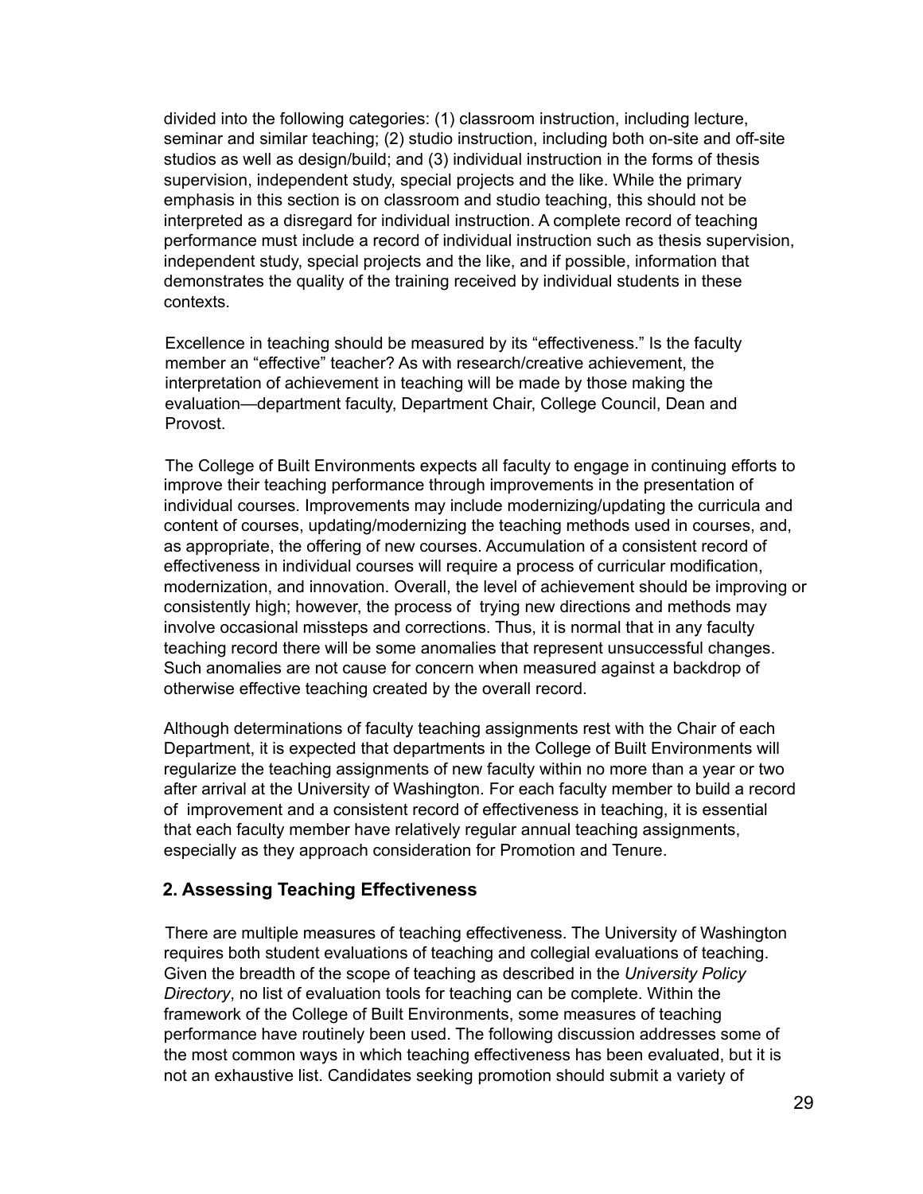divided into the following categories: (1) classroom instruction, including lecture, seminar and similar teaching; (2) studio instruction, including both on-site and off-site studios as well as design/build; and (3) individual instruction in the forms of thesis supervision, independent study, special projects and the like. While the primary emphasis in this section is on classroom and studio teaching, this should not be interpreted as a disregard for individual instruction. A complete record of teaching performance must include a record of individual instruction such as thesis supervision, independent study, special projects and the like, and if possible, information that demonstrates the quality of the training received by individual students in these contexts.

Excellence in teaching should be measured by its "effectiveness." Is the faculty member an "effective" teacher? As with research/creative achievement, the interpretation of achievement in teaching will be made by those making the evaluation—department faculty, Department Chair, College Council, Dean and Provost.

The College of Built Environments expects all faculty to engage in continuing efforts to improve their teaching performance through improvements in the presentation of individual courses. Improvements may include modernizing/updating the curricula and content of courses, updating/modernizing the teaching methods used in courses, and, as appropriate, the offering of new courses. Accumulation of a consistent record of effectiveness in individual courses will require a process of curricular modification, modernization, and innovation. Overall, the level of achievement should be improving or consistently high; however, the process of trying new directions and methods may involve occasional missteps and corrections. Thus, it is normal that in any faculty teaching record there will be some anomalies that represent unsuccessful changes. Such anomalies are not cause for concern when measured against a backdrop of otherwise effective teaching created by the overall record.

Although determinations of faculty teaching assignments rest with the Chair of each Department, it is expected that departments in the College of Built Environments will regularize the teaching assignments of new faculty within no more than a year or two after arrival at the University of Washington. For each faculty member to build a record of improvement and a consistent record of effectiveness in teaching, it is essential that each faculty member have relatively regular annual teaching assignments, especially as they approach consideration for Promotion and Tenure.

## 2. Assessing Teaching Effectiveness

There are multiple measures of teaching effectiveness. The University of Washington requires both student evaluations of teaching and collegial evaluations of teaching. Given the breadth of the scope of teaching as described in the *University Policy Directory*, no list of evaluation tools for teaching can be complete. Within the framework of the College of Built Environments, some measures of teaching performance have routinely been used. The following discussion addresses some of the most common ways in which teaching effectiveness has been evaluated, but it is not an exhaustive list. Candidates seeking promotion should submit a variety of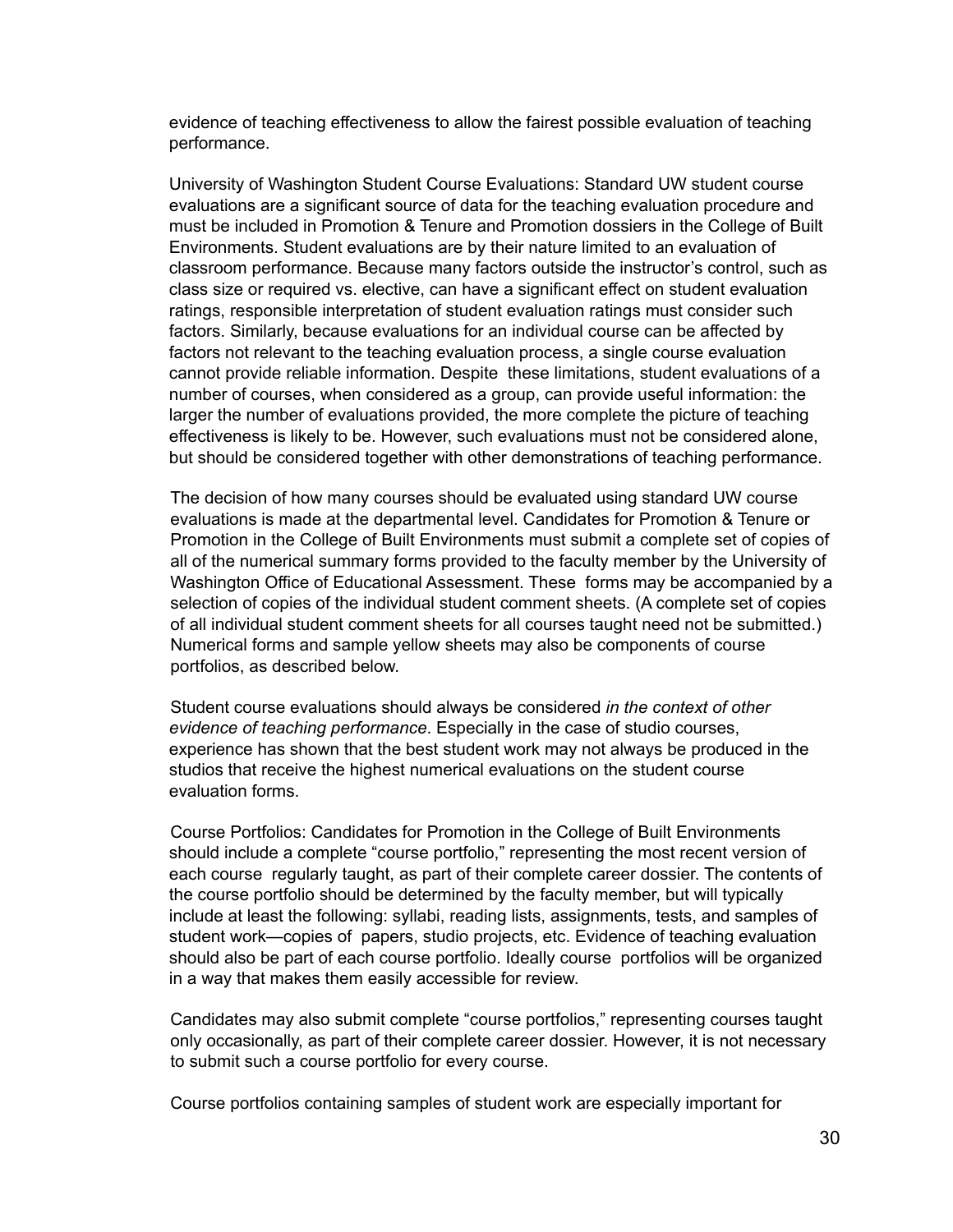evidence of teaching effectiveness to allow the fairest possible evaluation of teaching performance.

University of Washington Student Course Evaluations: Standard UW student course evaluations are a significant source of data for the teaching evaluation procedure and must be included in Promotion & Tenure and Promotion dossiers in the College of Built Environments. Student evaluations are by their nature limited to an evaluation of classroom performance. Because many factors outside the instructor's control, such as class size or required vs. elective, can have a significant effect on student evaluation ratings, responsible interpretation of student evaluation ratings must consider such factors. Similarly, because evaluations for an individual course can be affected by factors not relevant to the teaching evaluation process, a single course evaluation cannot provide reliable information. Despite these limitations, student evaluations of a number of courses, when considered as a group, can provide useful information: the larger the number of evaluations provided, the more complete the picture of teaching effectiveness is likely to be. However, such evaluations must not be considered alone, but should be considered together with other demonstrations of teaching performance.

The decision of how many courses should be evaluated using standard UW course evaluations is made at the departmental level. Candidates for Promotion & Tenure or Promotion in the College of Built Environments must submit a complete set of copies of all of the numerical summary forms provided to the faculty member by the University of Washington Office of Educational Assessment. These forms may be accompanied by a selection of copies of the individual student comment sheets. (A complete set of copies of all individual student comment sheets for all courses taught need not be submitted.) Numerical forms and sample yellow sheets may also be components of course portfolios, as described below.

Student course evaluations should always be considered *in the context of other evidence of teaching performance*. Especially in the case of studio courses, experience has shown that the best student work may not always be produced in the studios that receive the highest numerical evaluations on the student course evaluation forms.

Course Portfolios: Candidates for Promotion in the College of Built Environments should include a complete "course portfolio," representing the most recent version of each course regularly taught, as part of their complete career dossier. The contents of the course portfolio should be determined by the faculty member, but will typically include at least the following: syllabi, reading lists, assignments, tests, and samples of student work—copies of papers, studio projects, etc. Evidence of teaching evaluation should also be part of each course portfolio. Ideally course portfolios will be organized in a way that makes them easily accessible for review.

Candidates may also submit complete "course portfolios," representing courses taught only occasionally, as part of their complete career dossier. However, it is not necessary to submit such a course portfolio for every course.

Course portfolios containing samples of student work are especially important for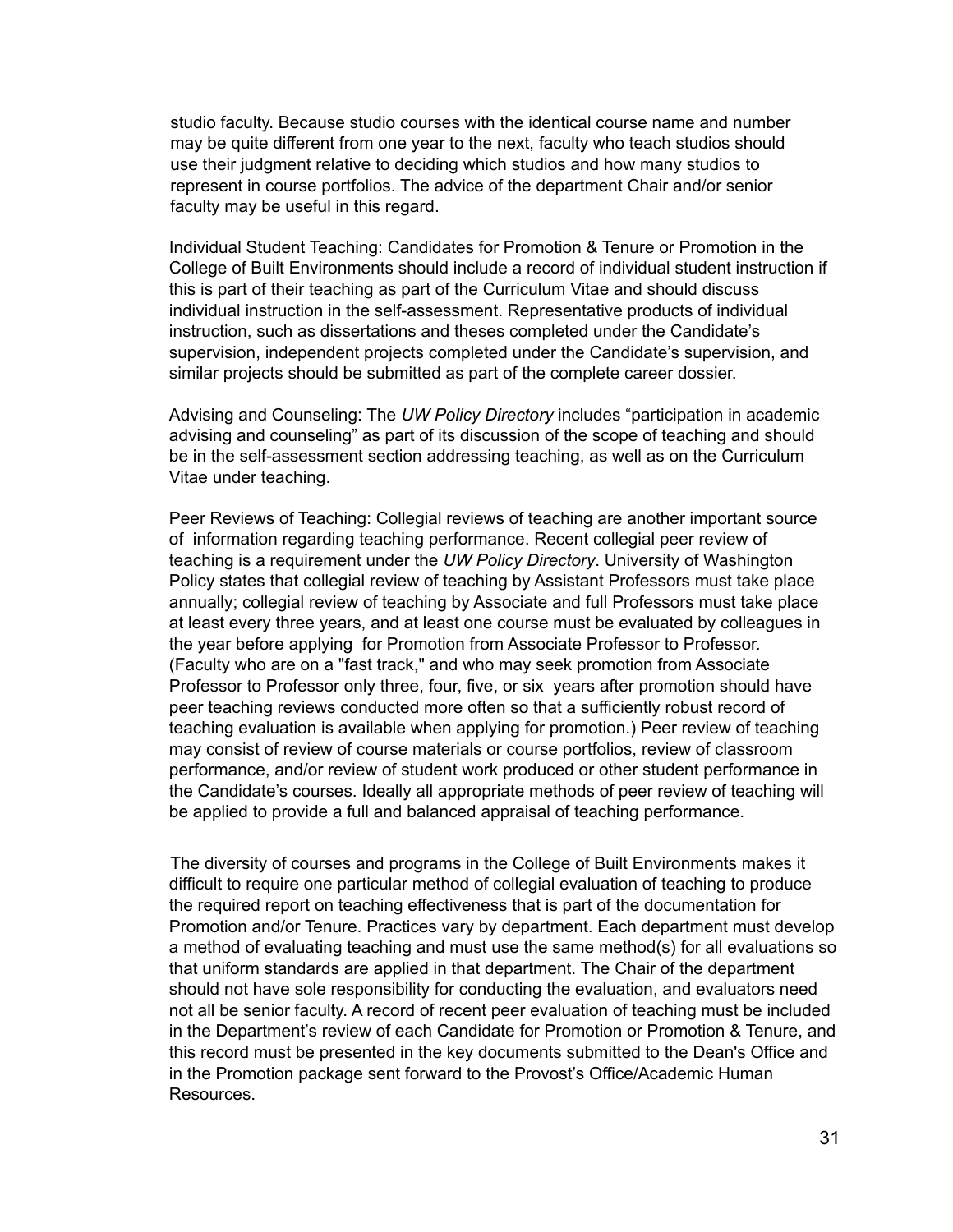studio faculty. Because studio courses with the identical course name and number may be quite different from one year to the next, faculty who teach studios should use their judgment relative to deciding which studios and how many studios to represent in course portfolios. The advice of the department Chair and/or senior faculty may be useful in this regard.

Individual Student Teaching: Candidates for Promotion & Tenure or Promotion in the College of Built Environments should include a record of individual student instruction if this is part of their teaching as part of the Curriculum Vitae and should discuss individual instruction in the self-assessment. Representative products of individual instruction, such as dissertations and theses completed under the Candidate's supervision, independent projects completed under the Candidate's supervision, and similar projects should be submitted as part of the complete career dossier.

Advising and Counseling: The *UW Policy Directory* includes "participation in academic advising and counseling" as part of its discussion of the scope of teaching and should be in the self-assessment section addressing teaching, as well as on the Curriculum Vitae under teaching.

Peer Reviews of Teaching: Collegial reviews of teaching are another important source of information regarding teaching performance. Recent collegial peer review of teaching is a requirement under the *UW Policy Directory*. University of Washington Policy states that collegial review of teaching by Assistant Professors must take place annually; collegial review of teaching by Associate and full Professors must take place at least every three years, and at least one course must be evaluated by colleagues in the year before applying for Promotion from Associate Professor to Professor. (Faculty who are on a "fast track," and who may seek promotion from Associate Professor to Professor only three, four, five, or six years after promotion should have peer teaching reviews conducted more often so that a sufficiently robust record of teaching evaluation is available when applying for promotion.) Peer review of teaching may consist of review of course materials or course portfolios, review of classroom performance, and/or review of student work produced or other student performance in the Candidate's courses. Ideally all appropriate methods of peer review of teaching will be applied to provide a full and balanced appraisal of teaching performance.

The diversity of courses and programs in the College of Built Environments makes it difficult to require one particular method of collegial evaluation of teaching to produce the required report on teaching effectiveness that is part of the documentation for Promotion and/or Tenure. Practices vary by department. Each department must develop a method of evaluating teaching and must use the same method(s) for all evaluations so that uniform standards are applied in that department. The Chair of the department should not have sole responsibility for conducting the evaluation, and evaluators need not all be senior faculty. A record of recent peer evaluation of teaching must be included in the Department's review of each Candidate for Promotion or Promotion & Tenure, and this record must be presented in the key documents submitted to the Dean's Office and in the Promotion package sent forward to the Provost's Office/Academic Human Resources.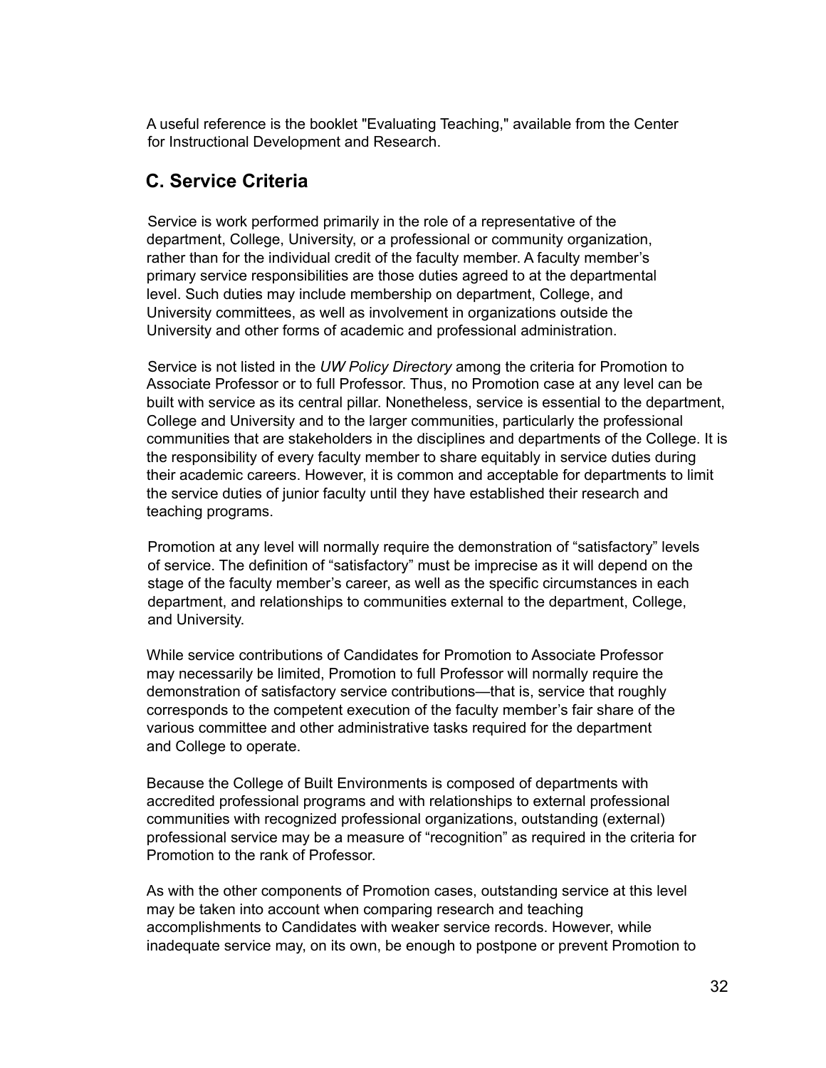A useful reference is the booklet "Evaluating Teaching," available from the Center for Instructional Development and Research.

## C. Service Criteria

Service is work performed primarily in the role of a representative of the department, College, University, or a professional or community organization, rather than for the individual credit of the faculty member. A faculty member's primary service responsibilities are those duties agreed to at the departmental level. Such duties may include membership on department, College, and University committees, as well as involvement in organizations outside the University and other forms of academic and professional administration.

Service is not listed in the *UW Policy Directory* among the criteria for Promotion to Associate Professor or to full Professor. Thus, no Promotion case at any level can be built with service as its central pillar. Nonetheless, service is essential to the department, College and University and to the larger communities, particularly the professional communities that are stakeholders in the disciplines and departments of the College. It is the responsibility of every faculty member to share equitably in service duties during their academic careers. However, it is common and acceptable for departments to limit the service duties of junior faculty until they have established their research and teaching programs.

Promotion at any level will normally require the demonstration of "satisfactory" levels of service. The definition of "satisfactory" must be imprecise as it will depend on the stage of the faculty member's career, as well as the specific circumstances in each department, and relationships to communities external to the department, College, and University.

While service contributions of Candidates for Promotion to Associate Professor may necessarily be limited, Promotion to full Professor will normally require the demonstration of satisfactory service contributions—that is, service that roughly corresponds to the competent execution of the faculty member's fair share of the various committee and other administrative tasks required for the department and College to operate.

Because the College of Built Environments is composed of departments with accredited professional programs and with relationships to external professional communities with recognized professional organizations, outstanding (external) professional service may be a measure of "recognition" as required in the criteria for Promotion to the rank of Professor.

As with the other components of Promotion cases, outstanding service at this level may be taken into account when comparing research and teaching accomplishments to Candidates with weaker service records. However, while inadequate service may, on its own, be enough to postpone or prevent Promotion to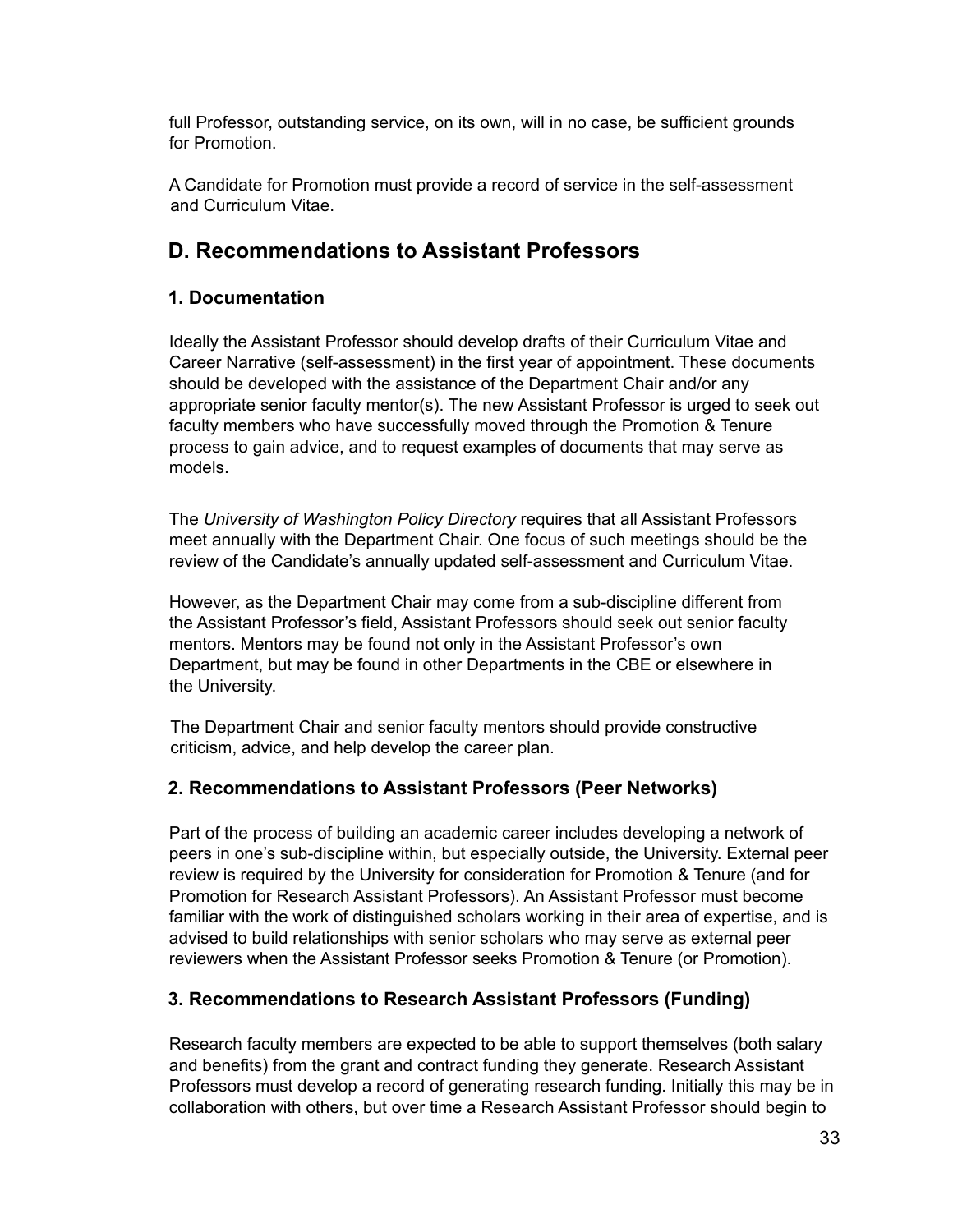full Professor, outstanding service, on its own, will in no case, be sufficient grounds for Promotion.

A Candidate for Promotion must provide a record of service in the self-assessment and Curriculum Vitae.

## D. Recommendations to Assistant Professors

### 1. Documentation

Ideally the Assistant Professor should develop drafts of their Curriculum Vitae and Career Narrative (self-assessment) in the first year of appointment. These documents should be developed with the assistance of the Department Chair and/or any appropriate senior faculty mentor(s). The new Assistant Professor is urged to seek out faculty members who have successfully moved through the Promotion & Tenure process to gain advice, and to request examples of documents that may serve as models.

The *University of Washington Policy Directory* requires that all Assistant Professors meet annually with the Department Chair. One focus of such meetings should be the review of the Candidate's annually updated self-assessment and Curriculum Vitae.

However, as the Department Chair may come from a sub-discipline different from the Assistant Professor's field, Assistant Professors should seek out senior faculty mentors. Mentors may be found not only in the Assistant Professor's own Department, but may be found in other Departments in the CBE or elsewhere in the University.

The Department Chair and senior faculty mentors should provide constructive criticism, advice, and help develop the career plan.

### 2. Recommendations to Assistant Professors (Peer Networks)

Part of the process of building an academic career includes developing a network of peers in one's sub-discipline within, but especially outside, the University. External peer review is required by the University for consideration for Promotion & Tenure (and for Promotion for Research Assistant Professors). An Assistant Professor must become familiar with the work of distinguished scholars working in their area of expertise, and is advised to build relationships with senior scholars who may serve as external peer reviewers when the Assistant Professor seeks Promotion & Tenure (or Promotion).

### 3. Recommendations to Research Assistant Professors (Funding)

Research faculty members are expected to be able to support themselves (both salary and benefits) from the grant and contract funding they generate. Research Assistant Professors must develop a record of generating research funding. Initially this may be in collaboration with others, but over time a Research Assistant Professor should begin to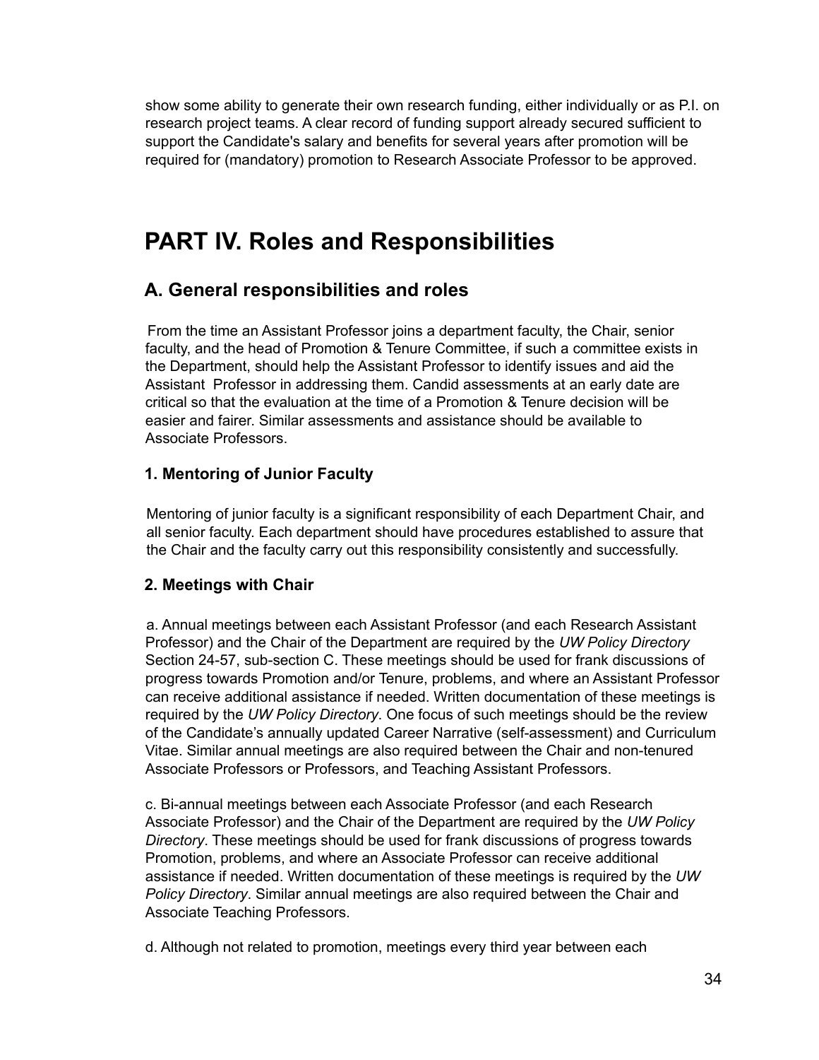show some ability to generate their own research funding, either individually or as P.I. on research project teams. A clear record of funding support already secured sufficient to support the Candidate's salary and benefits for several years after promotion will be required for (mandatory) promotion to Research Associate Professor to be approved.

# PART IV. Roles and Responsibilities

## A. General responsibilities and roles

From the time an Assistant Professor joins a department faculty, the Chair, senior faculty, and the head of Promotion & Tenure Committee, if such a committee exists in the Department, should help the Assistant Professor to identify issues and aid the Assistant Professor in addressing them. Candid assessments at an early date are critical so that the evaluation at the time of a Promotion & Tenure decision will be easier and fairer. Similar assessments and assistance should be available to Associate Professors.

### 1. Mentoring of Junior Faculty

Mentoring of junior faculty is a significant responsibility of each Department Chair, and all senior faculty. Each department should have procedures established to assure that the Chair and the faculty carry out this responsibility consistently and successfully.

### 2. Meetings with Chair

a. Annual meetings between each Assistant Professor (and each Research Assistant Professor) and the Chair of the Department are required by the *UW Policy Directory* Section 24-57, sub-section C. These meetings should be used for frank discussions of progress towards Promotion and/or Tenure, problems, and where an Assistant Professor can receive additional assistance if needed. Written documentation of these meetings is required by the *UW Policy Directory*. One focus of such meetings should be the review of the Candidate's annually updated Career Narrative (self-assessment) and Curriculum Vitae. Similar annual meetings are also required between the Chair and non-tenured Associate Professors or Professors, and Teaching Assistant Professors.

c. Bi-annual meetings between each Associate Professor (and each Research Associate Professor) and the Chair of the Department are required by the *UW Policy Directory*. These meetings should be used for frank discussions of progress towards Promotion, problems, and where an Associate Professor can receive additional assistance if needed. Written documentation of these meetings is required by the *UW Policy Directory*. Similar annual meetings are also required between the Chair and Associate Teaching Professors.

d. Although not related to promotion, meetings every third year between each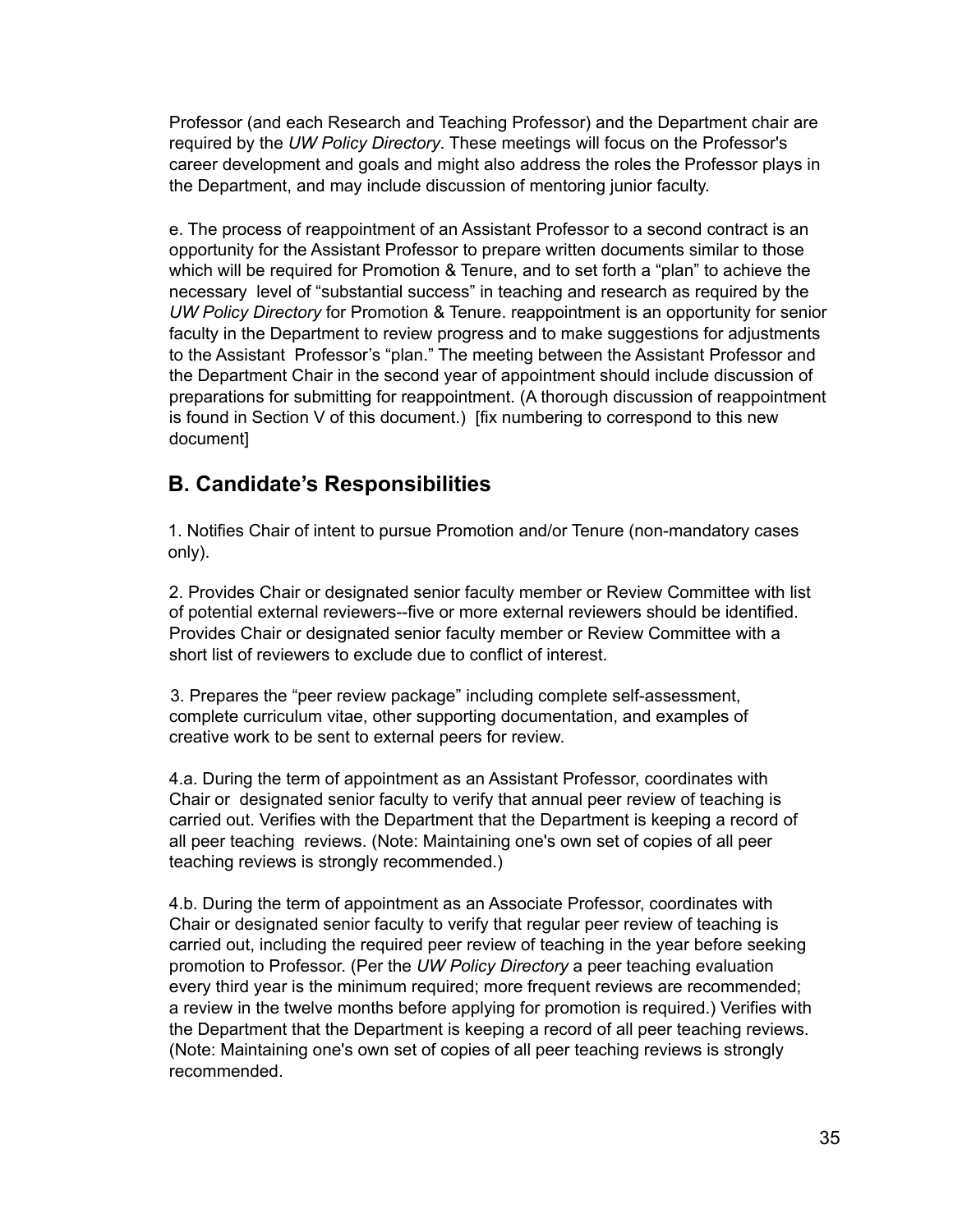Professor (and each Research and Teaching Professor) and the Department chair are required by the *UW Policy Directory*. These meetings will focus on the Professor's career development and goals and might also address the roles the Professor plays in the Department, and may include discussion of mentoring junior faculty.

e. The process of reappointment of an Assistant Professor to a second contract is an opportunity for the Assistant Professor to prepare written documents similar to those which will be required for Promotion & Tenure, and to set forth a "plan" to achieve the necessary level of "substantial success" in teaching and research as required by the *UW Policy Directory* for Promotion & Tenure. reappointment is an opportunity for senior faculty in the Department to review progress and to make suggestions for adjustments to the Assistant Professor's "plan." The meeting between the Assistant Professor and the Department Chair in the second year of appointment should include discussion of preparations for submitting for reappointment. (A thorough discussion of reappointment is found in Section V of this document.) [fix numbering to correspond to this new document]

## B. Candidate's Responsibilities

1. Notifies Chair of intent to pursue Promotion and/or Tenure (non-mandatory cases only).

2. Provides Chair or designated senior faculty member or Review Committee with list of potential external reviewers--five or more external reviewers should be identified. Provides Chair or designated senior faculty member or Review Committee with a short list of reviewers to exclude due to conflict of interest.

3. Prepares the "peer review package" including complete self-assessment, complete curriculum vitae, other supporting documentation, and examples of creative work to be sent to external peers for review.

4.a. During the term of appointment as an Assistant Professor, coordinates with Chair or designated senior faculty to verify that annual peer review of teaching is carried out. Verifies with the Department that the Department is keeping a record of all peer teaching reviews. (Note: Maintaining one's own set of copies of all peer teaching reviews is strongly recommended.)

4.b. During the term of appointment as an Associate Professor, coordinates with Chair or designated senior faculty to verify that regular peer review of teaching is carried out, including the required peer review of teaching in the year before seeking promotion to Professor. (Per the *UW Policy Directory* a peer teaching evaluation every third year is the minimum required; more frequent reviews are recommended; a review in the twelve months before applying for promotion is required.) Verifies with the Department that the Department is keeping a record of all peer teaching reviews. (Note: Maintaining one's own set of copies of all peer teaching reviews is strongly recommended.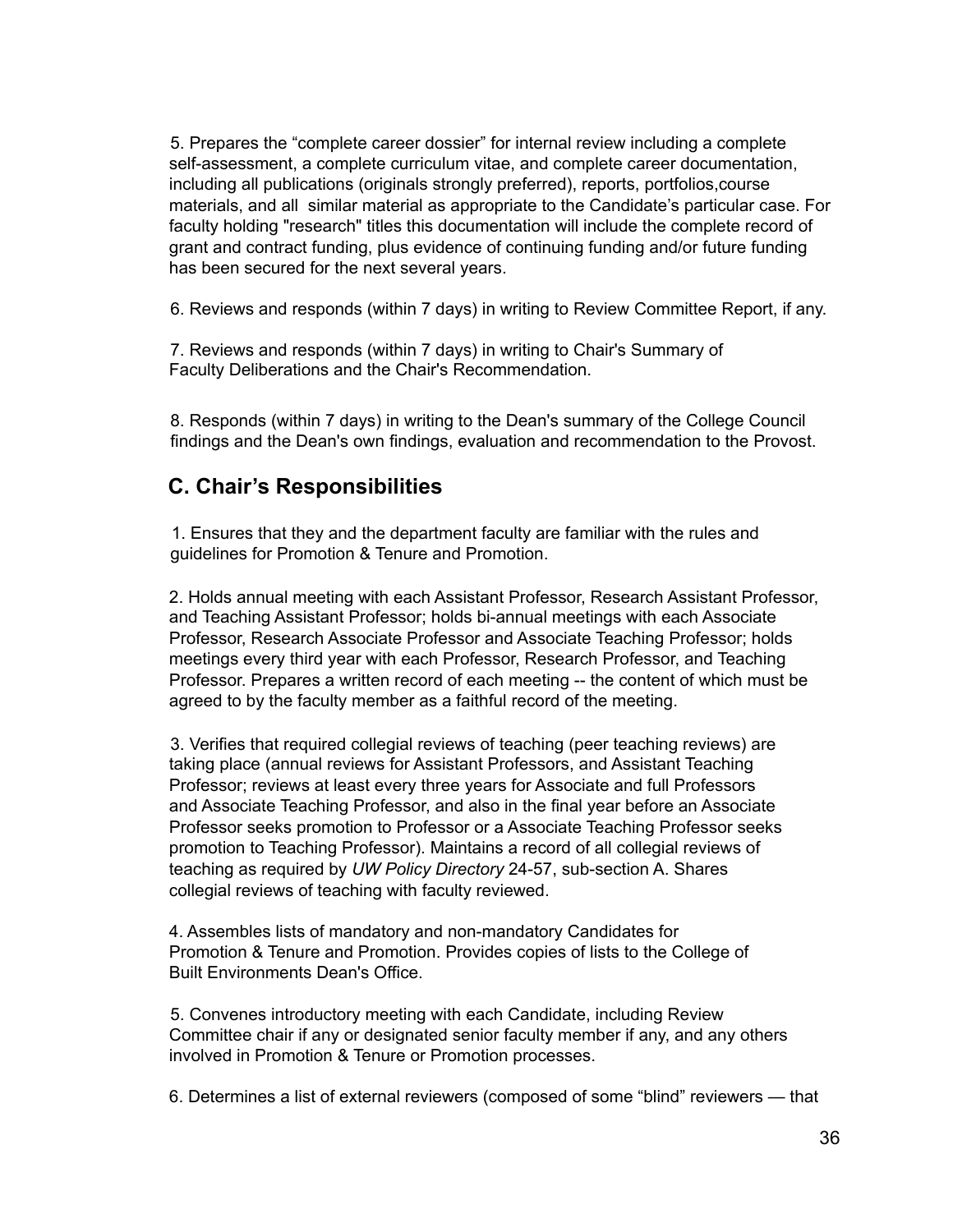5. Prepares the “complete career dossier” for internal review including a complete self-assessment, a complete curriculum vitae, and complete career documentation, including all publications (originals strongly preferred), reports, portfolios,course materials, and all similar material as appropriate to the Candidate’s particular case. For faculty holding "research" titles this documentation will include the complete record of grant and contract funding, plus evidence of continuing funding and/or future funding has been secured for the next several years.

6. Reviews and responds (within 7 days) in writing to Review Committee Report, if any.

7. Reviews and responds (within 7 days) in writing to Chair's Summary of Faculty Deliberations and the Chair's Recommendation.

8. Responds (within 7 days) in writing to the Dean's summary of the College Council findings and the Dean's own findings, evaluation and recommendation to the Provost.

## C. Chair’s Responsibilities

1. Ensures that they and the department faculty are familiar with the rules and guidelines for Promotion & Tenure and Promotion.

2. Holds annual meeting with each Assistant Professor, Research Assistant Professor, and Teaching Assistant Professor; holds bi-annual meetings with each Associate Professor, Research Associate Professor and Associate Teaching Professor; holds meetings every third year with each Professor, Research Professor, and Teaching Professor. Prepares a written record of each meeting -- the content of which must be agreed to by the faculty member as a faithful record of the meeting.

3. Verifies that required collegial reviews of teaching (peer teaching reviews) are taking place (annual reviews for Assistant Professors, and Assistant Teaching Professor; reviews at least every three years for Associate and full Professors and Associate Teaching Professor, and also in the final year before an Associate Professor seeks promotion to Professor or a Associate Teaching Professor seeks promotion to Teaching Professor). Maintains a record of all collegial reviews of teaching as required by *UW Policy Directory* 24-57, sub-section A. Shares collegial reviews of teaching with faculty reviewed.

4. Assembles lists of mandatory and non-mandatory Candidates for Promotion & Tenure and Promotion. Provides copies of lists to the College of Built Environments Dean's Office.

5. Convenes introductory meeting with each Candidate, including Review Committee chair if any or designated senior faculty member if any, and any others involved in Promotion & Tenure or Promotion processes.

6. Determines a list of external reviewers (composed of some “blind” reviewers — that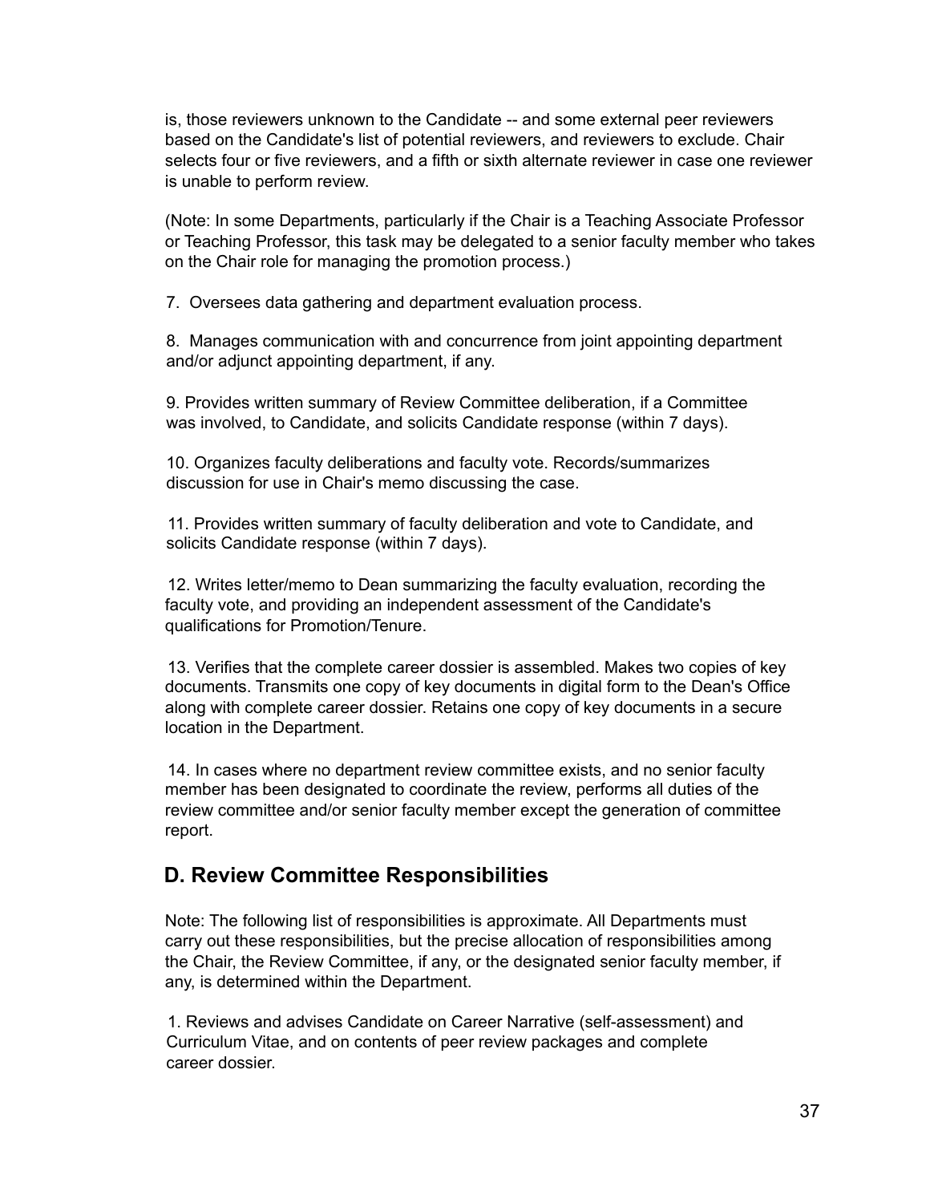is, those reviewers unknown to the Candidate -- and some external peer reviewers based on the Candidate's list of potential reviewers, and reviewers to exclude. Chair selects four or five reviewers, and a fifth or sixth alternate reviewer in case one reviewer is unable to perform review.

(Note: In some Departments, particularly if the Chair is a Teaching Associate Professor or Teaching Professor, this task may be delegated to a senior faculty member who takes on the Chair role for managing the promotion process.)

7. Oversees data gathering and department evaluation process.

8. Manages communication with and concurrence from joint appointing department and/or adjunct appointing department, if any.

9. Provides written summary of Review Committee deliberation, if a Committee was involved, to Candidate, and solicits Candidate response (within 7 days).

10. Organizes faculty deliberations and faculty vote. Records/summarizes discussion for use in Chair's memo discussing the case.

11. Provides written summary of faculty deliberation and vote to Candidate, and solicits Candidate response (within 7 days).

12. Writes letter/memo to Dean summarizing the faculty evaluation, recording the faculty vote, and providing an independent assessment of the Candidate's qualifications for Promotion/Tenure.

13. Verifies that the complete career dossier is assembled. Makes two copies of key documents. Transmits one copy of key documents in digital form to the Dean's Office along with complete career dossier. Retains one copy of key documents in a secure location in the Department.

14. In cases where no department review committee exists, and no senior faculty member has been designated to coordinate the review, performs all duties of the review committee and/or senior faculty member except the generation of committee report.

## D. Review Committee Responsibilities

Note: The following list of responsibilities is approximate. All Departments must carry out these responsibilities, but the precise allocation of responsibilities among the Chair, the Review Committee, if any, or the designated senior faculty member, if any, is determined within the Department.

1. Reviews and advises Candidate on Career Narrative (self-assessment) and Curriculum Vitae, and on contents of peer review packages and complete career dossier.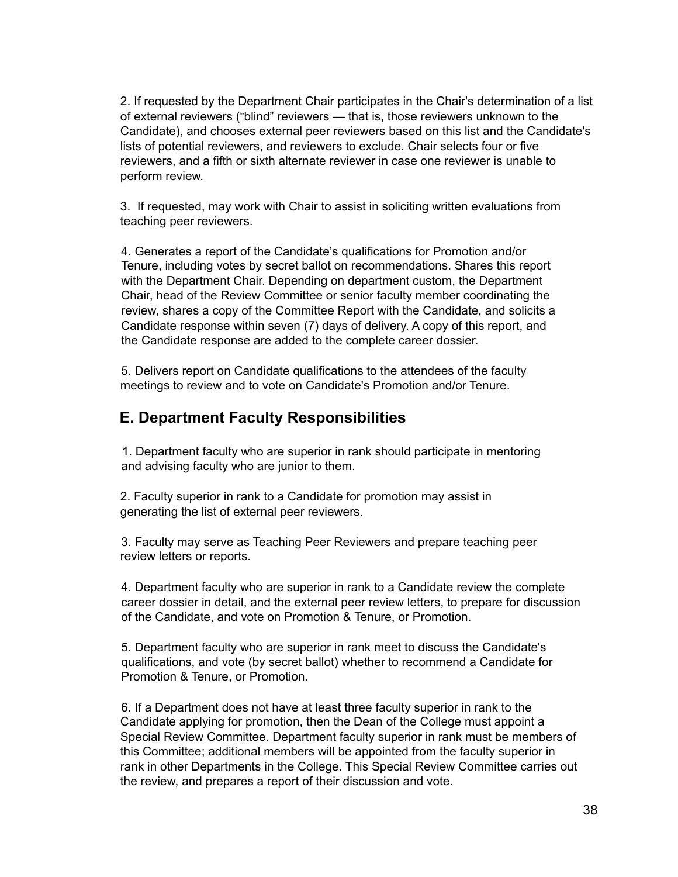2. If requested by the Department Chair participates in the Chair's determination of a list of external reviewers ("blind" reviewers — that is, those reviewers unknown to the Candidate), and chooses external peer reviewers based on this list and the Candidate's lists of potential reviewers, and reviewers to exclude. Chair selects four or five reviewers, and a fifth or sixth alternate reviewer in case one reviewer is unable to perform review.

3. If requested, may work with Chair to assist in soliciting written evaluations from teaching peer reviewers.

4. Generates a report of the Candidate's qualifications for Promotion and/or Tenure, including votes by secret ballot on recommendations. Shares this report with the Department Chair. Depending on department custom, the Department Chair, head of the Review Committee or senior faculty member coordinating the review, shares a copy of the Committee Report with the Candidate, and solicits a Candidate response within seven (7) days of delivery. A copy of this report, and the Candidate response are added to the complete career dossier.

5. Delivers report on Candidate qualifications to the attendees of the faculty meetings to review and to vote on Candidate's Promotion and/or Tenure.

## E. Department Faculty Responsibilities

1. Department faculty who are superior in rank should participate in mentoring and advising faculty who are junior to them.

2. Faculty superior in rank to a Candidate for promotion may assist in generating the list of external peer reviewers.

3. Faculty may serve as Teaching Peer Reviewers and prepare teaching peer review letters or reports.

4. Department faculty who are superior in rank to a Candidate review the complete career dossier in detail, and the external peer review letters, to prepare for discussion of the Candidate, and vote on Promotion & Tenure, or Promotion.

5. Department faculty who are superior in rank meet to discuss the Candidate's qualifications, and vote (by secret ballot) whether to recommend a Candidate for Promotion & Tenure, or Promotion.

6. If a Department does not have at least three faculty superior in rank to the Candidate applying for promotion, then the Dean of the College must appoint a Special Review Committee. Department faculty superior in rank must be members of this Committee; additional members will be appointed from the faculty superior in rank in other Departments in the College. This Special Review Committee carries out the review, and prepares a report of their discussion and vote.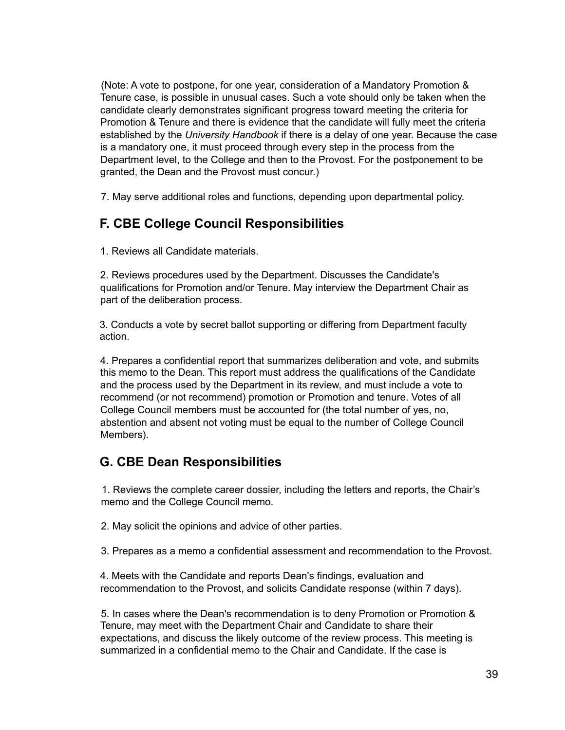(Note: A vote to postpone, for one year, consideration of a Mandatory Promotion & Tenure case, is possible in unusual cases. Such a vote should only be taken when the candidate clearly demonstrates significant progress toward meeting the criteria for Promotion & Tenure and there is evidence that the candidate will fully meet the criteria established by the *University Handbook* if there is a delay of one year. Because the case is a mandatory one, it must proceed through every step in the process from the Department level, to the College and then to the Provost. For the postponement to be granted, the Dean and the Provost must concur.)

7. May serve additional roles and functions, depending upon departmental policy.

## F. CBE College Council Responsibilities

1. Reviews all Candidate materials.

2. Reviews procedures used by the Department. Discusses the Candidate's qualifications for Promotion and/or Tenure. May interview the Department Chair as part of the deliberation process.

3. Conducts a vote by secret ballot supporting or differing from Department faculty action.

4. Prepares a confidential report that summarizes deliberation and vote, and submits this memo to the Dean. This report must address the qualifications of the Candidate and the process used by the Department in its review, and must include a vote to recommend (or not recommend) promotion or Promotion and tenure. Votes of all College Council members must be accounted for (the total number of yes, no, abstention and absent not voting must be equal to the number of College Council Members).

## G. CBE Dean Responsibilities

1. Reviews the complete career dossier, including the letters and reports, the Chair's memo and the College Council memo.

2. May solicit the opinions and advice of other parties.

3. Prepares as a memo a confidential assessment and recommendation to the Provost.

4. Meets with the Candidate and reports Dean's findings, evaluation and recommendation to the Provost, and solicits Candidate response (within 7 days).

5. In cases where the Dean's recommendation is to deny Promotion or Promotion & Tenure, may meet with the Department Chair and Candidate to share their expectations, and discuss the likely outcome of the review process. This meeting is summarized in a confidential memo to the Chair and Candidate. If the case is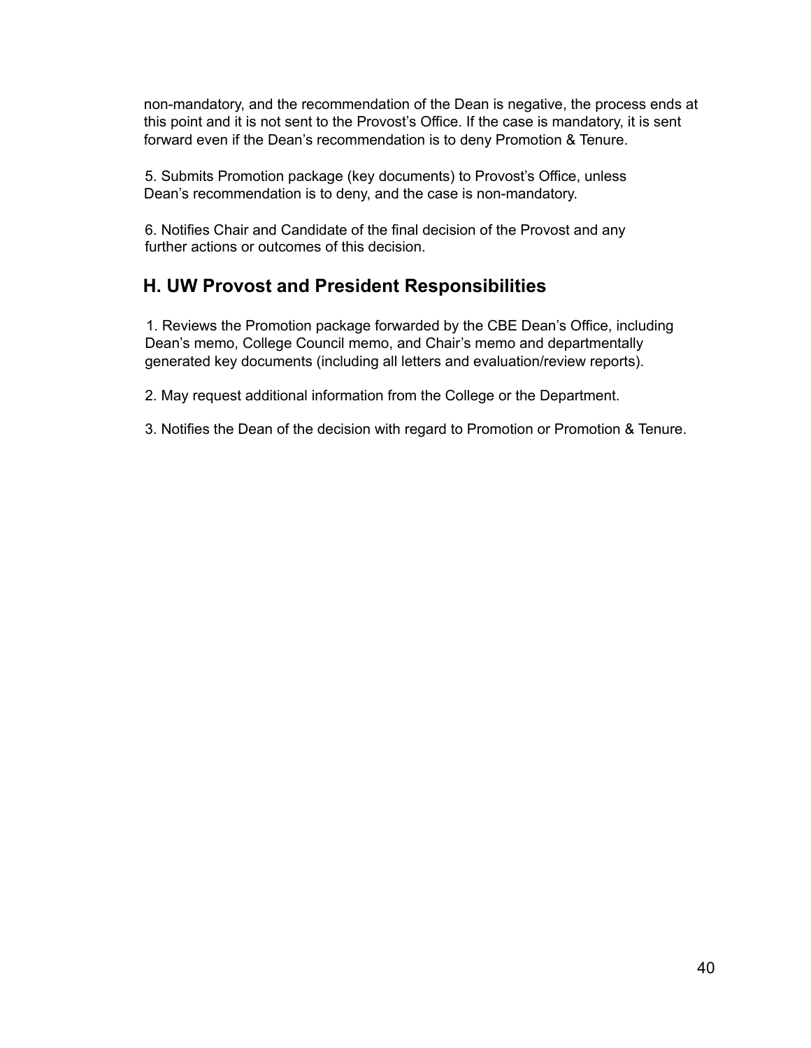non-mandatory, and the recommendation of the Dean is negative, the process ends at this point and it is not sent to the Provost's Office. If the case is mandatory, it is sent forward even if the Dean's recommendation is to deny Promotion & Tenure.

5. Submits Promotion package (key documents) to Provost's Office, unless Dean's recommendation is to deny, and the case is non-mandatory.

6. Notifies Chair and Candidate of the final decision of the Provost and any further actions or outcomes of this decision.

## H. UW Provost and President Responsibilities

1. Reviews the Promotion package forwarded by the CBE Dean's Office, including Dean's memo, College Council memo, and Chair's memo and departmentally generated key documents (including all letters and evaluation/review reports).

2. May request additional information from the College or the Department.

3. Notifies the Dean of the decision with regard to Promotion or Promotion & Tenure.